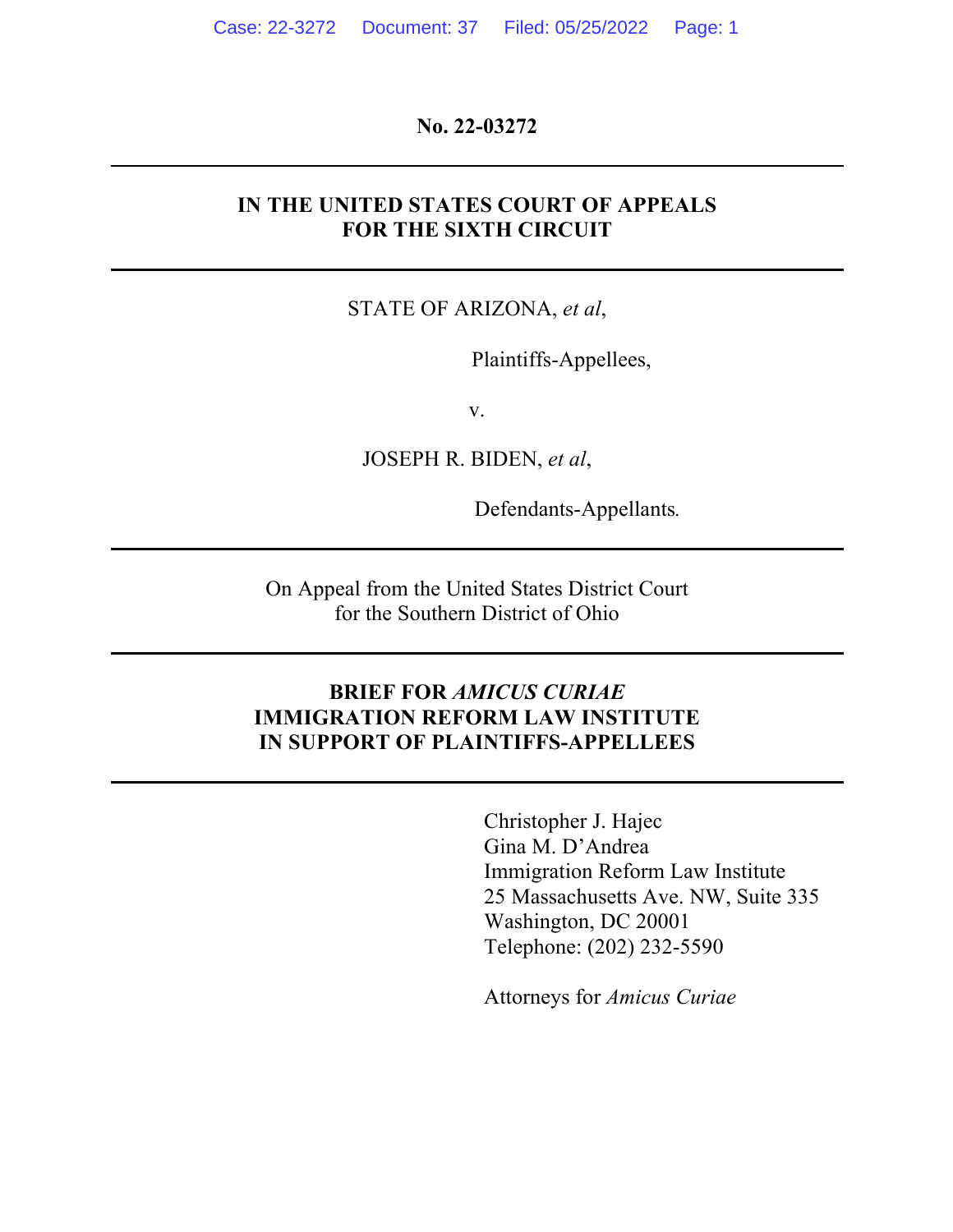**No. 22-03272**

---

**IN THE UNITED STATES COURT OF APPEALS**
**FOR THE SIXTH CIRCUIT**

---

STATE OF ARIZONA, *et al*,

Plaintiffs-Appellees,

v.

JOSEPH R. BIDEN, *et al*,

Defendants-Appellants.

---

On Appeal from the United States District Court
for the Southern District of Ohio

---

**BRIEF FOR *AMICUS CURIAE***
**IMMIGRATION REFORM LAW INSTITUTE**
**IN SUPPORT OF PLAINTIFFS-APPELLEES**

---

Christopher J. Hajec
Gina M. D'Andrea
Immigration Reform Law Institute
25 Massachusetts Ave. NW, Suite 335
Washington, DC 20001
Telephone: (202) 232-5590

Attorneys for *Amicus Curiae*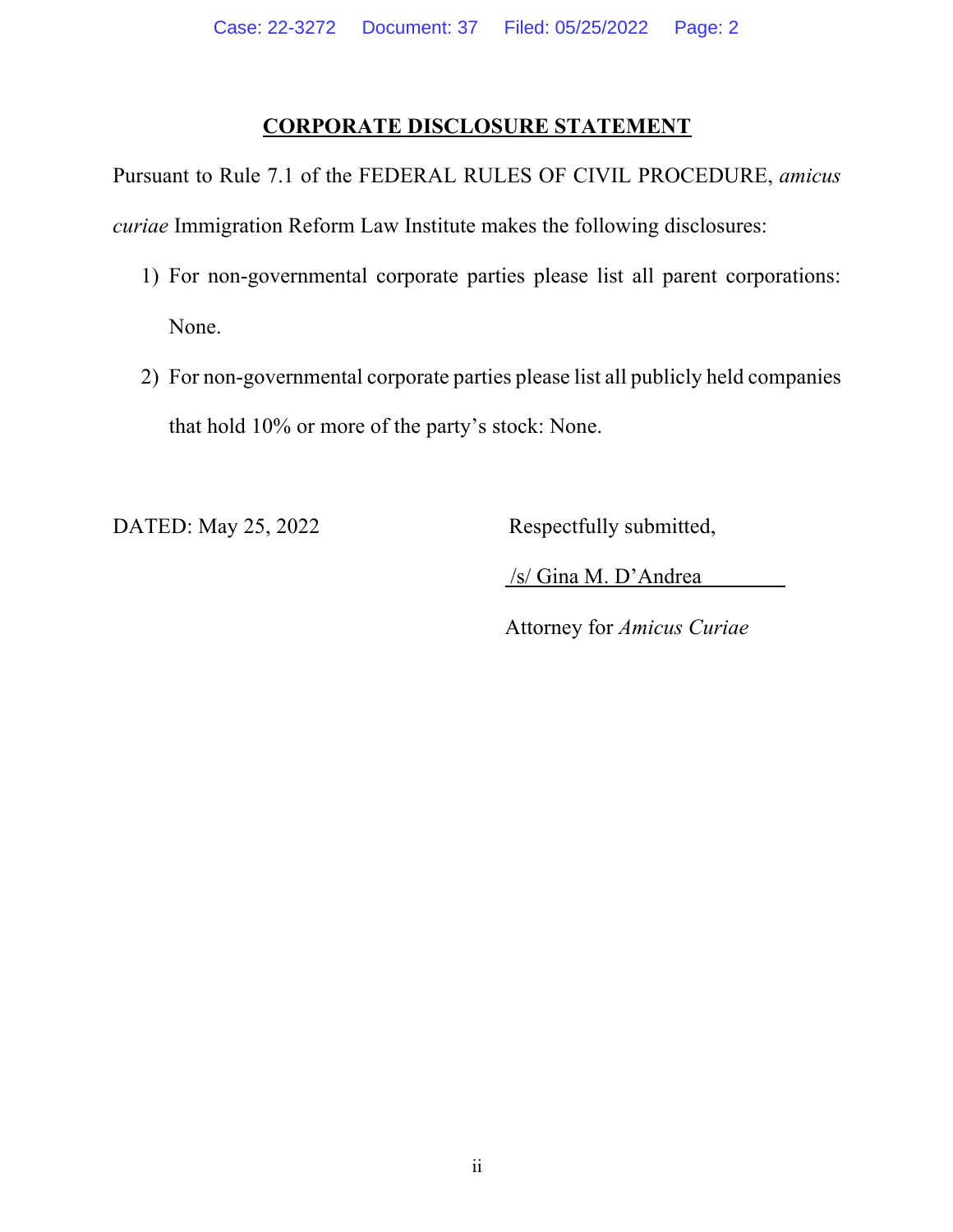## CORPORATE DISCLOSURE STATEMENT

Pursuant to Rule 7.1 of the FEDERAL RULES OF CIVIL PROCEDURE, *amicus curiae* Immigration Reform Law Institute makes the following disclosures:

1) For non-governmental corporate parties please list all parent corporations: None.
2) For non-governmental corporate parties please list all publicly held companies that hold 10% or more of the party's stock: None.

DATED: May 25, 2022

Respectfully submitted,

/s/ Gina M. D'Andrea

Attorney for *Amicus Curiae*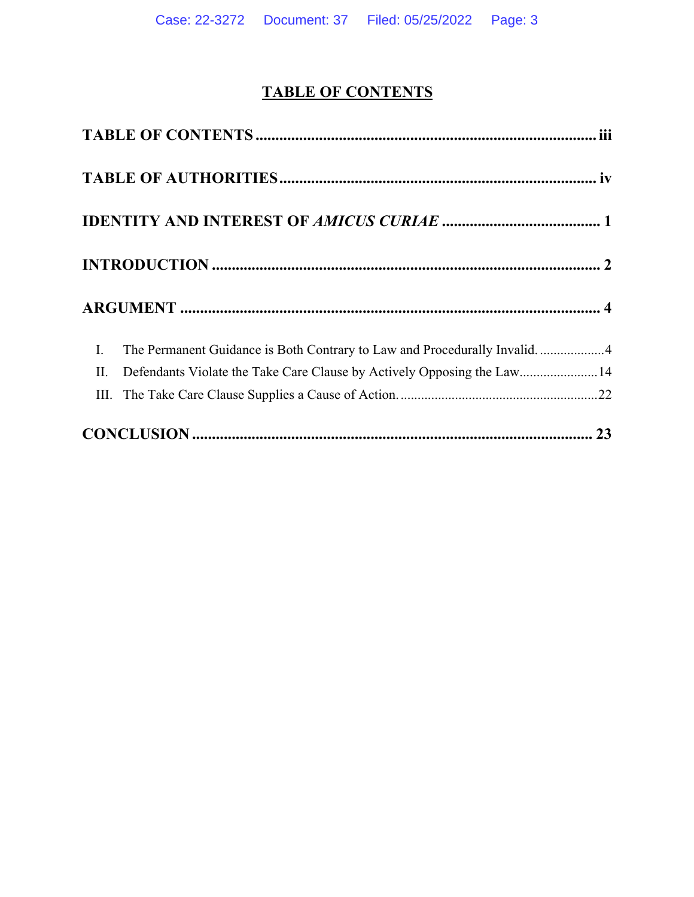# TABLE OF CONTENTS

**TABLE OF CONTENTS** ........................................................................................ **iii**

**TABLE OF AUTHORITIES** ................................................................................ **iv**

**IDENTITY AND INTEREST OF *AMICUS CURIAE*** ........................................ **1**

**INTRODUCTION** .................................................................................................. **2**

**ARGUMENT** .......................................................................................................... **4**

I. The Permanent Guidance is Both Contrary to Law and Procedurally Invalid. ...................4

II. Defendants Violate the Take Care Clause by Actively Opposing the Law.......................14

III. The Take Care Clause Supplies a Cause of Action. ..........................................................22

**CONCLUSION** ..................................................................................................... **23**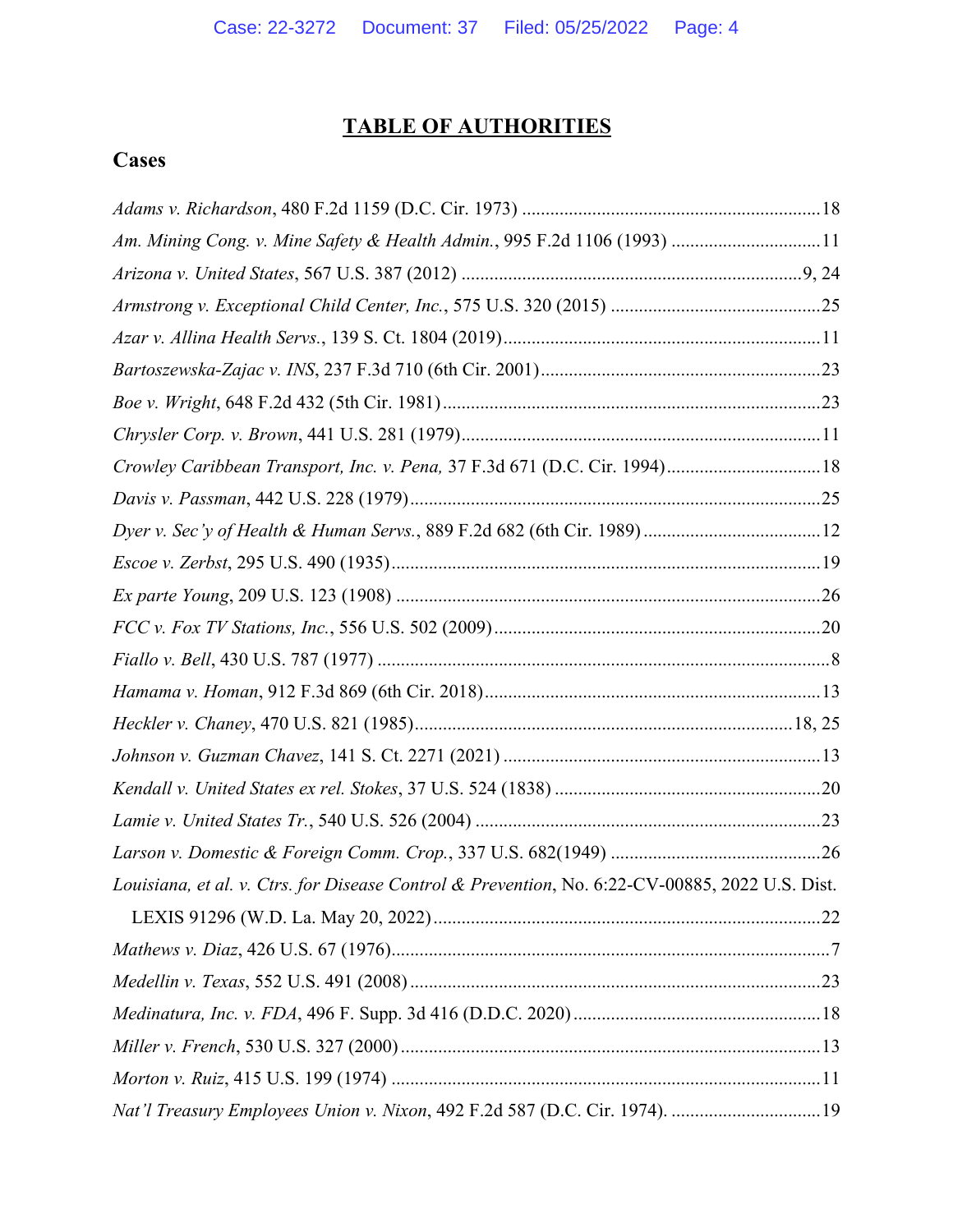# TABLE OF AUTHORITIES

## Cases

*Adams v. Richardson*, 480 F.2d 1159 (D.C. Cir. 1973) ................................................................18

*Am. Mining Cong. v. Mine Safety & Health Admin.*, 995 F.2d 1106 (1993) ...............................11

*Arizona v. United States*, 567 U.S. 387 (2012) ........................................................................9, 24

*Armstrong v. Exceptional Child Center, Inc.*, 575 U.S. 320 (2015) .............................................25

*Azar v. Allina Health Servs.*, 139 S. Ct. 1804 (2019)....................................................................11

*Bartoszewska-Zajac v. INS*, 237 F.3d 710 (6th Cir. 2001)............................................................23

*Boe v. Wright*, 648 F.2d 432 (5th Cir. 1981)................................................................................23

*Chrysler Corp. v. Brown*, 441 U.S. 281 (1979)............................................................................11

*Crowley Caribbean Transport, Inc. v. Pena,* 37 F.3d 671 (D.C. Cir. 1994).................................18

*Davis v. Passman*, 442 U.S. 228 (1979).......................................................................................25

*Dyer v. Sec'y of Health & Human Servs.*, 889 F.2d 682 (6th Cir. 1989)......................................12

*Escoe v. Zerbst*, 295 U.S. 490 (1935)...........................................................................................19

*Ex parte Young*, 209 U.S. 123 (1908) ..........................................................................................26

*FCC v. Fox TV Stations, Inc.*, 556 U.S. 502 (2009)......................................................................20

*Fiallo v. Bell*, 430 U.S. 787 (1977) .................................................................................................8

*Hamama v. Homan*, 912 F.3d 869 (6th Cir. 2018)........................................................................13

*Heckler v. Chaney*, 470 U.S. 821 (1985)................................................................................18, 25

*Johnson v. Guzman Chavez*, 141 S. Ct. 2271 (2021) ....................................................................13

*Kendall v. United States ex rel. Stokes*, 37 U.S. 524 (1838) .........................................................20

*Lamie v. United States Tr.*, 540 U.S. 526 (2004) ..........................................................................23

*Larson v. Domestic & Foreign Comm. Crop.*, 337 U.S. 682(1949) .............................................26

*Louisiana, et al. v. Ctrs. for Disease Control & Prevention*, No. 6:22-CV-00885, 2022 U.S. Dist. LEXIS 91296 (W.D. La. May 20, 2022)..................................................................................22

*Mathews v. Diaz*, 426 U.S. 67 (1976)..............................................................................................7

*Medellin v. Texas*, 552 U.S. 491 (2008).......................................................................................23

*Medinatura, Inc. v. FDA*, 496 F. Supp. 3d 416 (D.D.C. 2020).....................................................18

*Miller v. French*, 530 U.S. 327 (2000)..........................................................................................13

*Morton v. Ruiz*, 415 U.S. 199 (1974) ...........................................................................................11

*Nat'l Treasury Employees Union v. Nixon*, 492 F.2d 587 (D.C. Cir. 1974). ................................19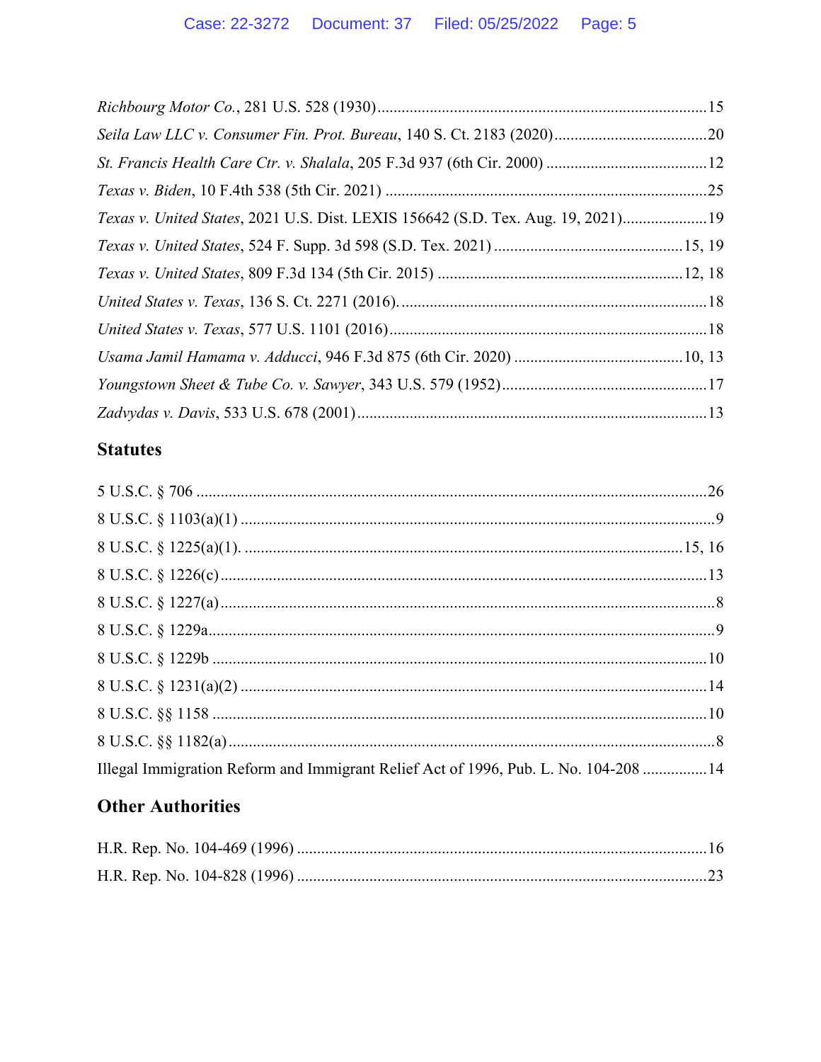*Richbourg Motor Co.*, 281 U.S. 528 (1930) ....................................................................... 15

*Seila Law LLC v. Consumer Fin. Prot. Bureau*, 140 S. Ct. 2183 (2020) ..................................... 20

*St. Francis Health Care Ctr. v. Shalala*, 205 F.3d 937 (6th Cir. 2000) ....................................... 12

*Texas v. Biden*, 10 F.4th 538 (5th Cir. 2021) ............................................................................... 25

*Texas v. United States*, 2021 U.S. Dist. LEXIS 156642 (S.D. Tex. Aug. 19, 2021) ..................... 19

*Texas v. United States*, 524 F. Supp. 3d 598 (S.D. Tex. 2021) ............................................. 15, 19

*Texas v. United States*, 809 F.3d 134 (5th Cir. 2015) ............................................................ 12, 18

*United States v. Texas*, 136 S. Ct. 2271 (2016). ........................................................................... 18

*United States v. Texas*, 577 U.S. 1101 (2016) .............................................................................. 18

*Usama Jamil Hamama v. Adducci*, 946 F.3d 875 (6th Cir. 2020) .......................................... 10, 13

*Youngstown Sheet & Tube Co. v. Sawyer*, 343 U.S. 579 (1952) .................................................. 17

*Zadvydas v. Davis*, 533 U.S. 678 (2001) ...................................................................................... 13

## Statutes

5 U.S.C. § 706 ............................................................................................................................... 26

8 U.S.C. § 1103(a)(1) ...................................................................................................................... 9

8 U.S.C. § 1225(a)(1). ............................................................................................................ 15, 16

8 U.S.C. § 1226(c) ......................................................................................................................... 13

8 U.S.C. § 1227(a) ........................................................................................................................... 8

8 U.S.C. § 1229a ............................................................................................................................. 9

8 U.S.C. § 1229b ........................................................................................................................... 10

8 U.S.C. § 1231(a)(2) ..................................................................................................................... 14

8 U.S.C. §§ 1158 ........................................................................................................................... 10

8 U.S.C. §§ 1182(a) ......................................................................................................................... 8

Illegal Immigration Reform and Immigrant Relief Act of 1996, Pub. L. No. 104-208 ................ 14

## Other Authorities

H.R. Rep. No. 104-469 (1996) ...................................................................................................... 16

H.R. Rep. No. 104-828 (1996) ...................................................................................................... 23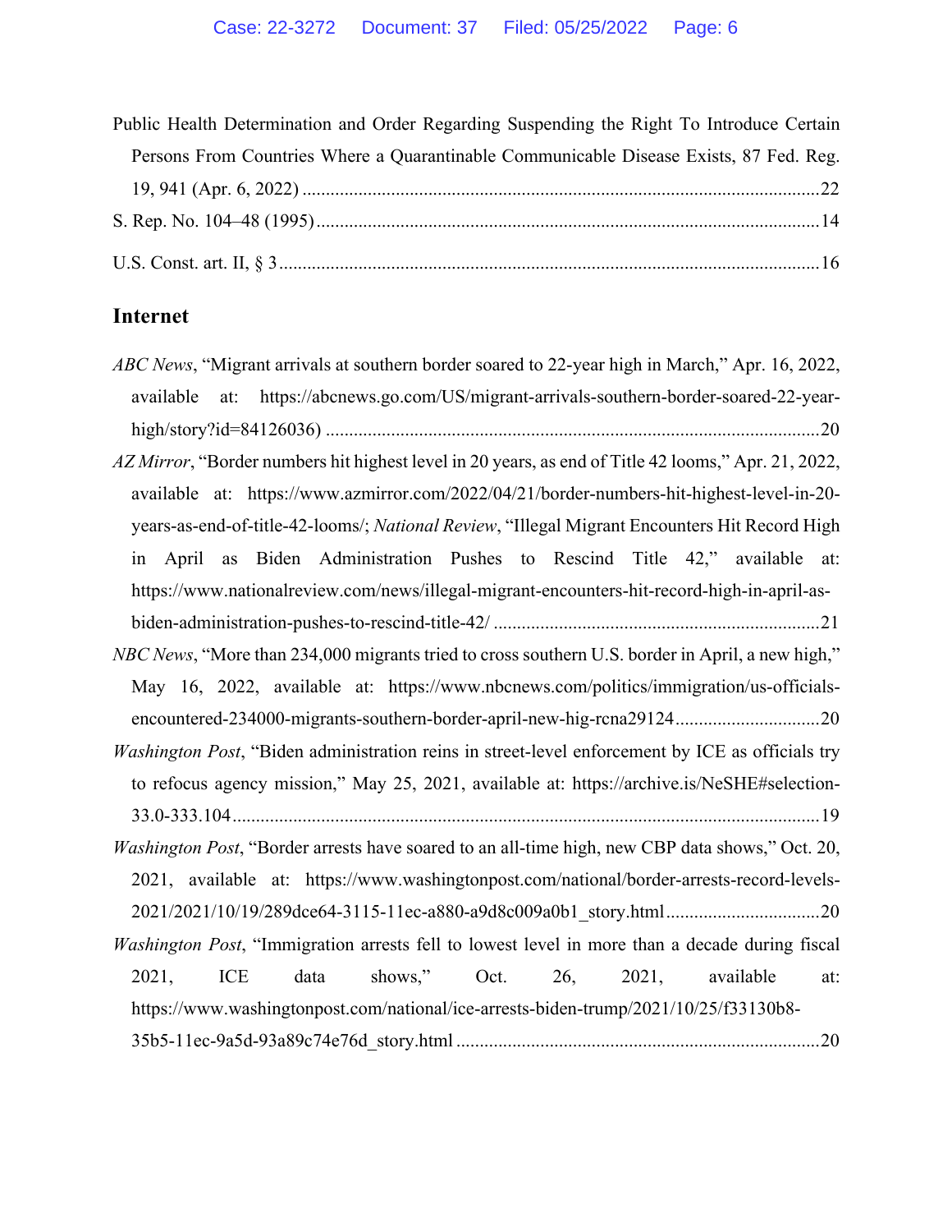Public Health Determination and Order Regarding Suspending the Right To Introduce Certain Persons From Countries Where a Quarantinable Communicable Disease Exists, 87 Fed. Reg. 19, 941 (Apr. 6, 2022) ............................................................................................................22

S. Rep. No. 104–48 (1995) ...........................................................................................................14

U.S. Const. art. II, § 3 ...................................................................................................................16

## Internet

*ABC News*, "Migrant arrivals at southern border soared to 22-year high in March," Apr. 16, 2022, available at: https://abcnews.go.com/US/migrant-arrivals-southern-border-soared-22-year-high/story?id=84126036) .........................................................................................................20

*AZ Mirror*, "Border numbers hit highest level in 20 years, as end of Title 42 looms," Apr. 21, 2022, available at: https://www.azmirror.com/2022/04/21/border-numbers-hit-highest-level-in-20-years-as-end-of-title-42-looms/; *National Review*, "Illegal Migrant Encounters Hit Record High in April as Biden Administration Pushes to Rescind Title 42," available at: https://www.nationalreview.com/news/illegal-migrant-encounters-hit-record-high-in-april-as-biden-administration-pushes-to-rescind-title-42/ .....................................................................21

*NBC News*, "More than 234,000 migrants tried to cross southern U.S. border in April, a new high," May 16, 2022, available at: https://www.nbcnews.com/politics/immigration/us-officials-encountered-234000-migrants-southern-border-april-new-hig-rcna29124..............................20

*Washington Post*, "Biden administration reins in street-level enforcement by ICE as officials try to refocus agency mission," May 25, 2021, available at: https://archive.is/NeSHE#selection-33.0-333.104...........................................................................................................................19

*Washington Post*, "Border arrests have soared to an all-time high, new CBP data shows," Oct. 20, 2021, available at: https://www.washingtonpost.com/national/border-arrests-record-levels-2021/2021/10/19/289dce64-3115-11ec-a880-a9d8c009a0b1_story.html.................................20

*Washington Post*, "Immigration arrests fell to lowest level in more than a decade during fiscal 2021, ICE data shows," Oct. 26, 2021, available at: https://www.washingtonpost.com/national/ice-arrests-biden-trump/2021/10/25/f33130b8-35b5-11ec-9a5d-93a89c74e76d_story.html .............................................................................20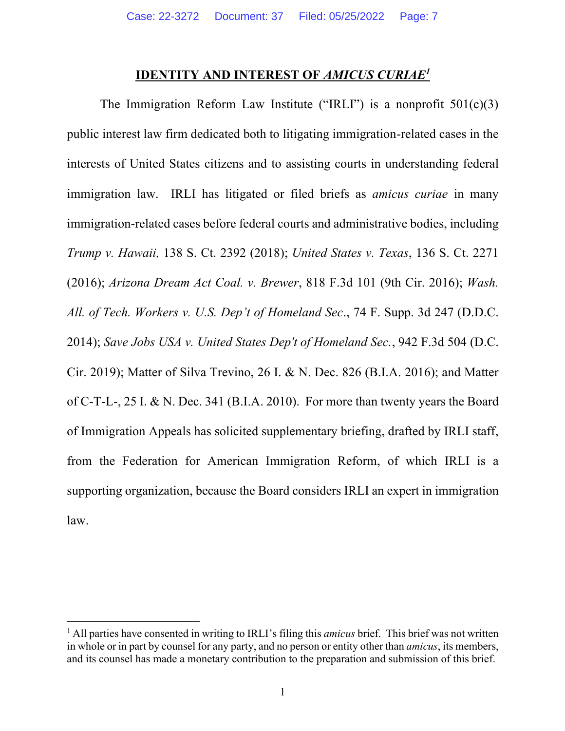## IDENTITY AND INTEREST OF *AMICUS CURIAE*[1]

The Immigration Reform Law Institute ("IRLI") is a nonprofit 501(c)(3) public interest law firm dedicated both to litigating immigration-related cases in the interests of United States citizens and to assisting courts in understanding federal immigration law. IRLI has litigated or filed briefs as *amicus curiae* in many immigration-related cases before federal courts and administrative bodies, including *Trump v. Hawaii,* 138 S. Ct. 2392 (2018); *United States v. Texas*, 136 S. Ct. 2271 (2016); *Arizona Dream Act Coal. v. Brewer*, 818 F.3d 101 (9th Cir. 2016); *Wash. All. of Tech. Workers v. U.S. Dep't of Homeland Sec*., 74 F. Supp. 3d 247 (D.D.C. 2014); *Save Jobs USA v. United States Dep't of Homeland Sec.*, 942 F.3d 504 (D.C. Cir. 2019); Matter of Silva Trevino, 26 I. & N. Dec. 826 (B.I.A. 2016); and Matter of C-T-L-, 25 I. & N. Dec. 341 (B.I.A. 2010). For more than twenty years the Board of Immigration Appeals has solicited supplementary briefing, drafted by IRLI staff, from the Federation for American Immigration Reform, of which IRLI is a supporting organization, because the Board considers IRLI an expert in immigration law.

---

[1] All parties have consented in writing to IRLI's filing this *amicus* brief. This brief was not written in whole or in part by counsel for any party, and no person or entity other than *amicus*, its members, and its counsel has made a monetary contribution to the preparation and submission of this brief.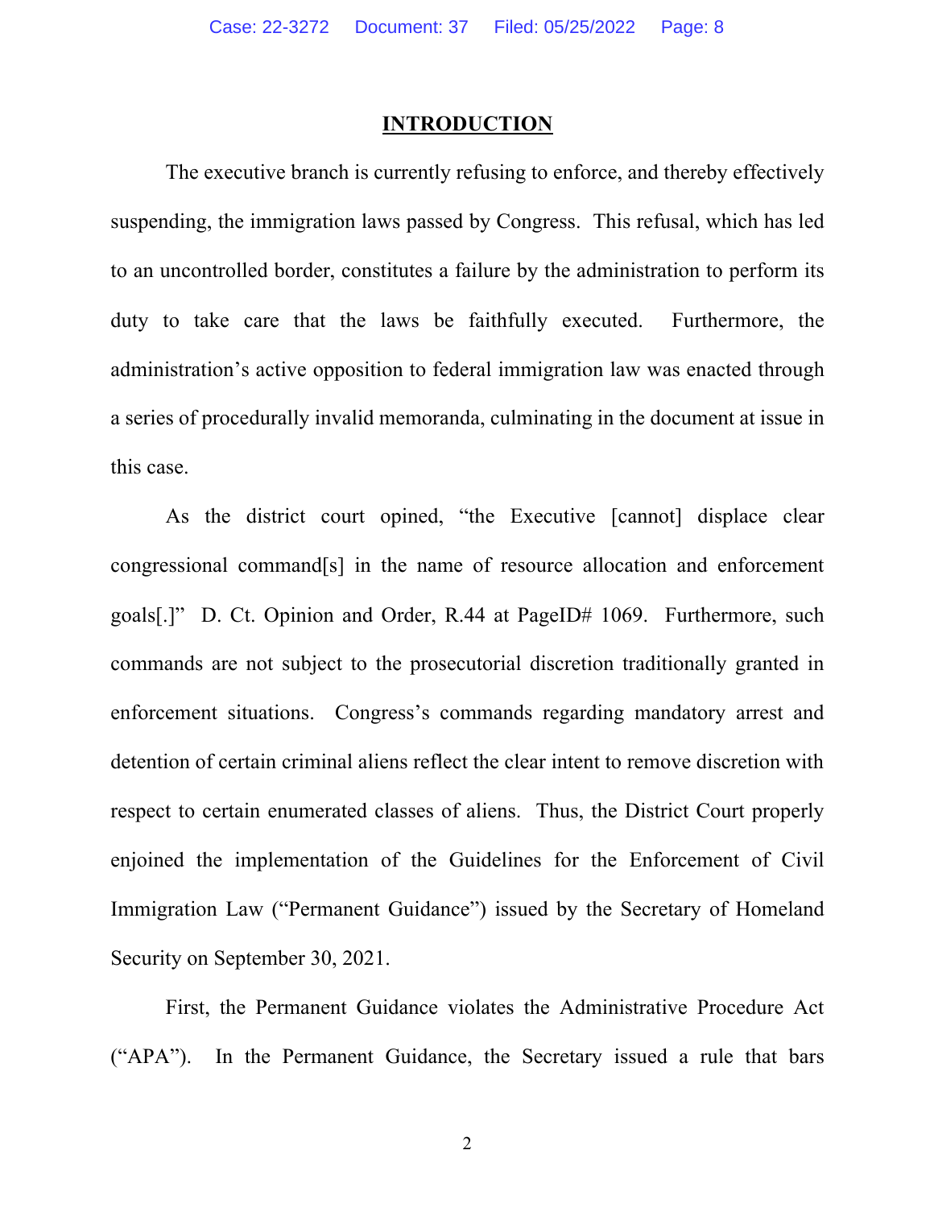## INTRODUCTION

The executive branch is currently refusing to enforce, and thereby effectively suspending, the immigration laws passed by Congress. This refusal, which has led to an uncontrolled border, constitutes a failure by the administration to perform its duty to take care that the laws be faithfully executed. Furthermore, the administration's active opposition to federal immigration law was enacted through a series of procedurally invalid memoranda, culminating in the document at issue in this case.

As the district court opined, "the Executive [cannot] displace clear congressional command[s] in the name of resource allocation and enforcement goals[.]" D. Ct. Opinion and Order, R.44 at PageID# 1069. Furthermore, such commands are not subject to the prosecutorial discretion traditionally granted in enforcement situations. Congress's commands regarding mandatory arrest and detention of certain criminal aliens reflect the clear intent to remove discretion with respect to certain enumerated classes of aliens. Thus, the District Court properly enjoined the implementation of the Guidelines for the Enforcement of Civil Immigration Law ("Permanent Guidance") issued by the Secretary of Homeland Security on September 30, 2021.

First, the Permanent Guidance violates the Administrative Procedure Act ("APA"). In the Permanent Guidance, the Secretary issued a rule that bars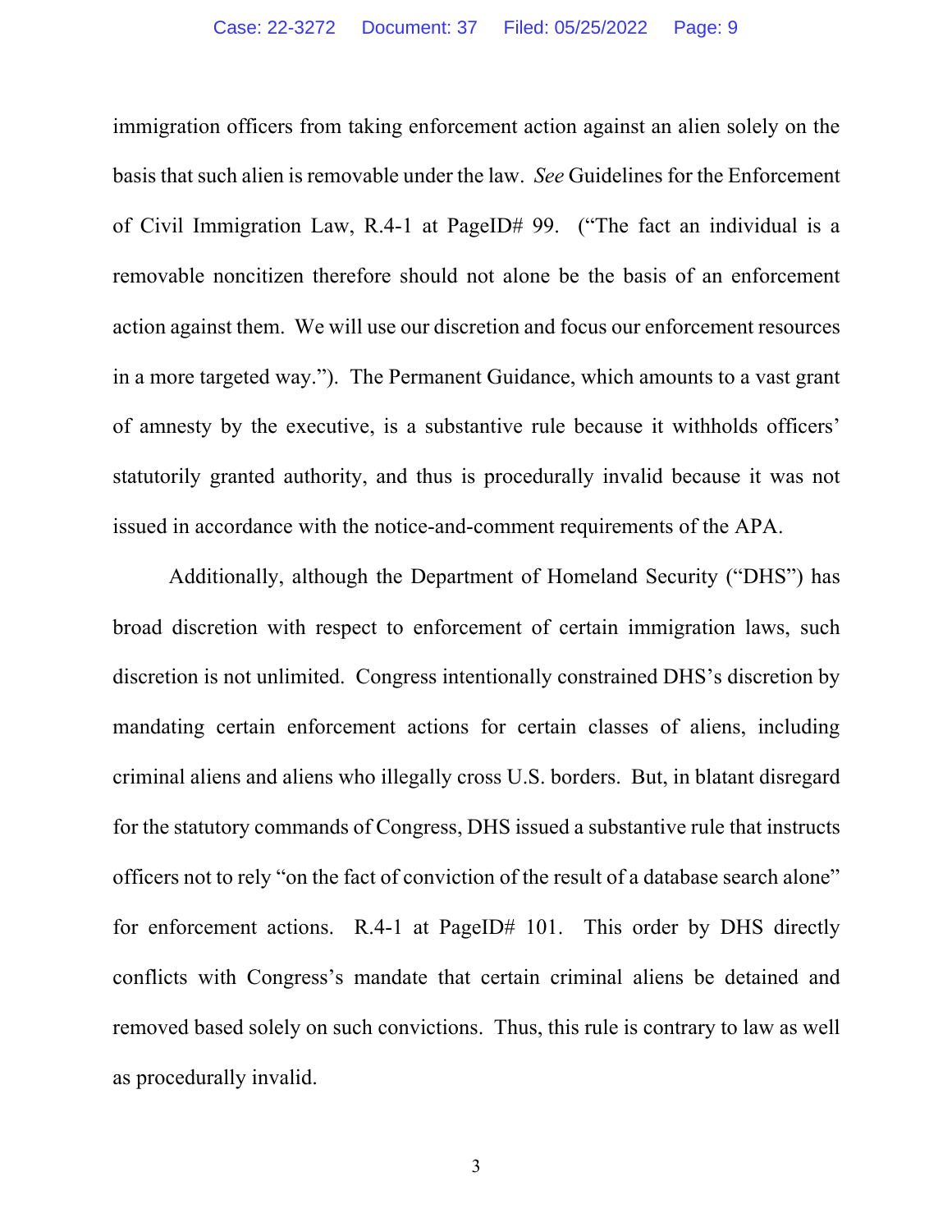immigration officers from taking enforcement action against an alien solely on the basis that such alien is removable under the law. *See* Guidelines for the Enforcement of Civil Immigration Law, R.4-1 at PageID# 99. ("The fact an individual is a removable noncitizen therefore should not alone be the basis of an enforcement action against them. We will use our discretion and focus our enforcement resources in a more targeted way."). The Permanent Guidance, which amounts to a vast grant of amnesty by the executive, is a substantive rule because it withholds officers' statutorily granted authority, and thus is procedurally invalid because it was not issued in accordance with the notice-and-comment requirements of the APA.

Additionally, although the Department of Homeland Security ("DHS") has broad discretion with respect to enforcement of certain immigration laws, such discretion is not unlimited. Congress intentionally constrained DHS's discretion by mandating certain enforcement actions for certain classes of aliens, including criminal aliens and aliens who illegally cross U.S. borders. But, in blatant disregard for the statutory commands of Congress, DHS issued a substantive rule that instructs officers not to rely "on the fact of conviction of the result of a database search alone" for enforcement actions. R.4-1 at PageID# 101. This order by DHS directly conflicts with Congress's mandate that certain criminal aliens be detained and removed based solely on such convictions. Thus, this rule is contrary to law as well as procedurally invalid.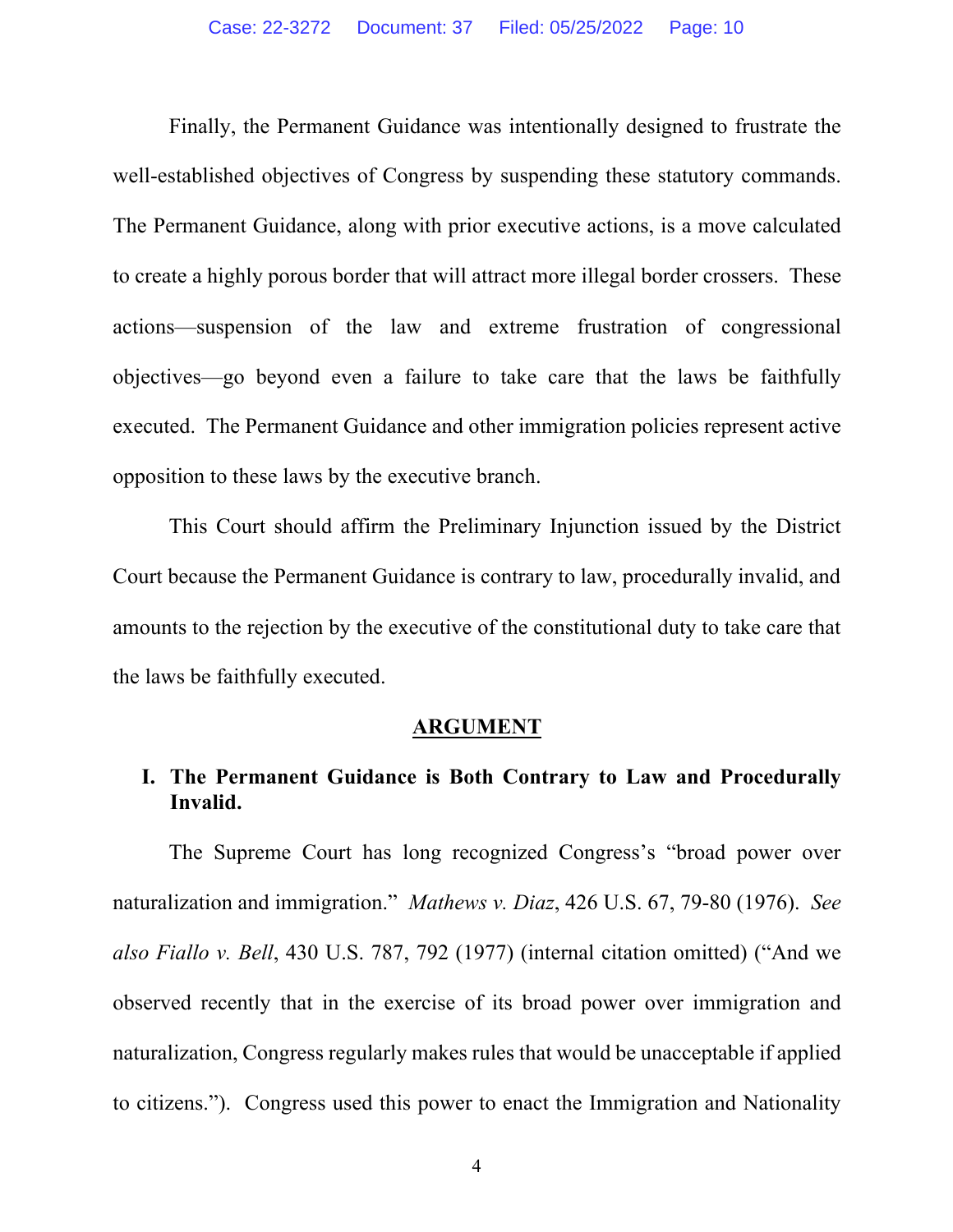Finally, the Permanent Guidance was intentionally designed to frustrate the well-established objectives of Congress by suspending these statutory commands. The Permanent Guidance, along with prior executive actions, is a move calculated to create a highly porous border that will attract more illegal border crossers. These actions—suspension of the law and extreme frustration of congressional objectives—go beyond even a failure to take care that the laws be faithfully executed. The Permanent Guidance and other immigration policies represent active opposition to these laws by the executive branch.

This Court should affirm the Preliminary Injunction issued by the District Court because the Permanent Guidance is contrary to law, procedurally invalid, and amounts to the rejection by the executive of the constitutional duty to take care that the laws be faithfully executed.

## ARGUMENT

### I. The Permanent Guidance is Both Contrary to Law and Procedurally Invalid.

The Supreme Court has long recognized Congress's "broad power over naturalization and immigration." *Mathews v. Diaz*, 426 U.S. 67, 79-80 (1976). *See also Fiallo v. Bell*, 430 U.S. 787, 792 (1977) (internal citation omitted) ("And we observed recently that in the exercise of its broad power over immigration and naturalization, Congress regularly makes rules that would be unacceptable if applied to citizens."). Congress used this power to enact the Immigration and Nationality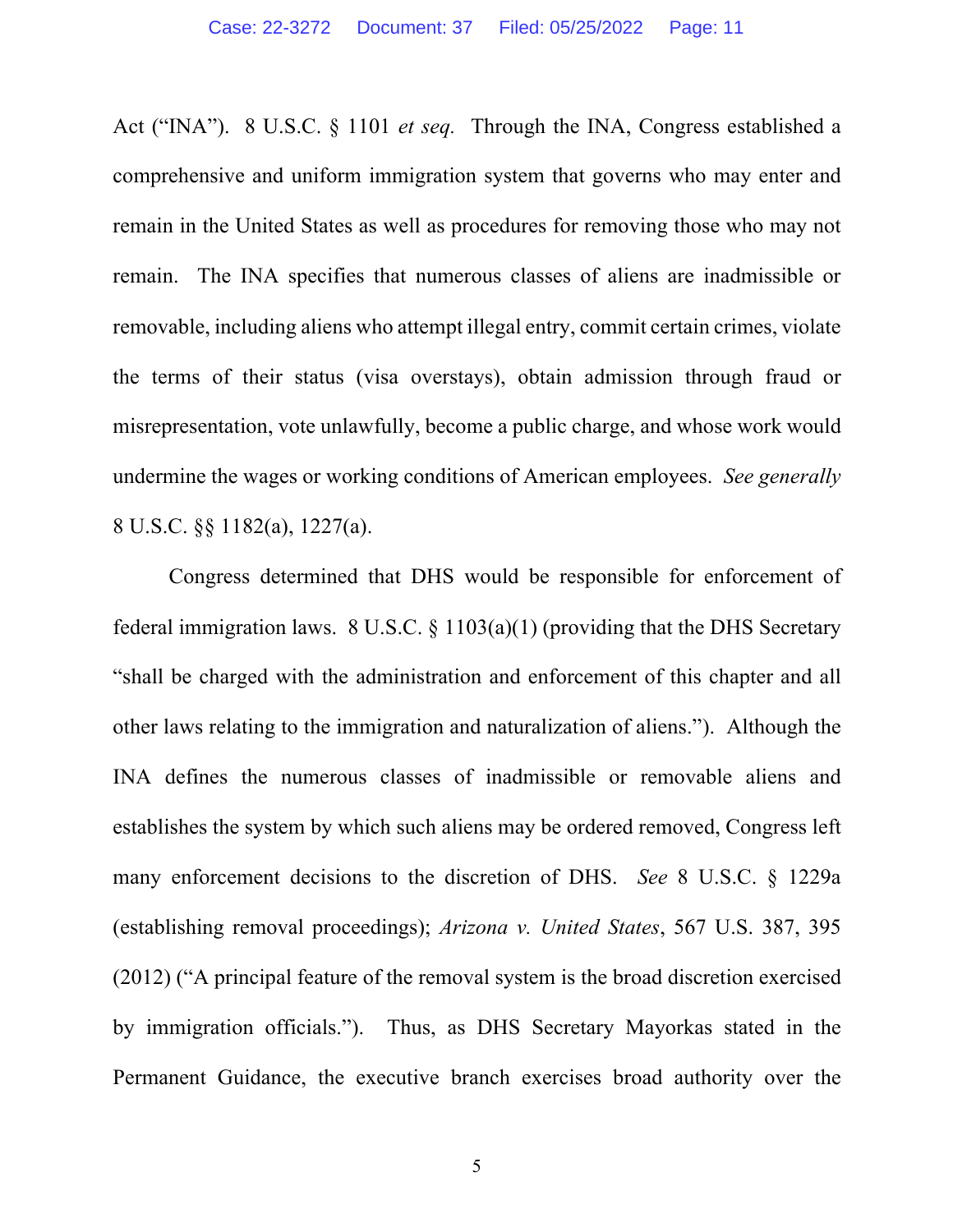Act ("INA"). 8 U.S.C. § 1101 *et seq.* Through the INA, Congress established a comprehensive and uniform immigration system that governs who may enter and remain in the United States as well as procedures for removing those who may not remain. The INA specifies that numerous classes of aliens are inadmissible or removable, including aliens who attempt illegal entry, commit certain crimes, violate the terms of their status (visa overstays), obtain admission through fraud or misrepresentation, vote unlawfully, become a public charge, and whose work would undermine the wages or working conditions of American employees. *See generally* 8 U.S.C. §§ 1182(a), 1227(a).

Congress determined that DHS would be responsible for enforcement of federal immigration laws. 8 U.S.C. § 1103(a)(1) (providing that the DHS Secretary "shall be charged with the administration and enforcement of this chapter and all other laws relating to the immigration and naturalization of aliens."). Although the INA defines the numerous classes of inadmissible or removable aliens and establishes the system by which such aliens may be ordered removed, Congress left many enforcement decisions to the discretion of DHS. *See* 8 U.S.C. § 1229a (establishing removal proceedings); *Arizona v. United States*, 567 U.S. 387, 395 (2012) ("A principal feature of the removal system is the broad discretion exercised by immigration officials."). Thus, as DHS Secretary Mayorkas stated in the Permanent Guidance, the executive branch exercises broad authority over the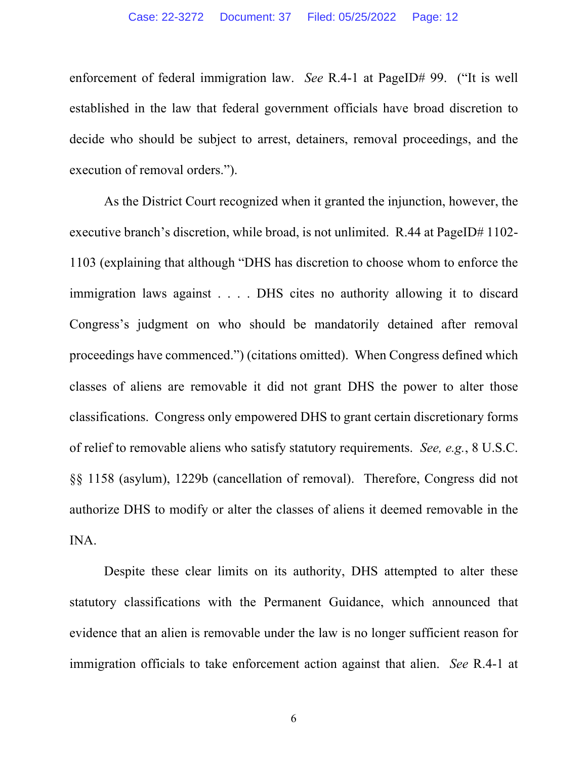enforcement of federal immigration law. *See* R.4-1 at PageID# 99. ("It is well established in the law that federal government officials have broad discretion to decide who should be subject to arrest, detainers, removal proceedings, and the execution of removal orders.").

As the District Court recognized when it granted the injunction, however, the executive branch's discretion, while broad, is not unlimited. R.44 at PageID# 1102-1103 (explaining that although "DHS has discretion to choose whom to enforce the immigration laws against . . . . DHS cites no authority allowing it to discard Congress's judgment on who should be mandatorily detained after removal proceedings have commenced.") (citations omitted). When Congress defined which classes of aliens are removable it did not grant DHS the power to alter those classifications. Congress only empowered DHS to grant certain discretionary forms of relief to removable aliens who satisfy statutory requirements. *See, e.g.*, 8 U.S.C. §§ 1158 (asylum), 1229b (cancellation of removal). Therefore, Congress did not authorize DHS to modify or alter the classes of aliens it deemed removable in the INA.

Despite these clear limits on its authority, DHS attempted to alter these statutory classifications with the Permanent Guidance, which announced that evidence that an alien is removable under the law is no longer sufficient reason for immigration officials to take enforcement action against that alien. *See* R.4-1 at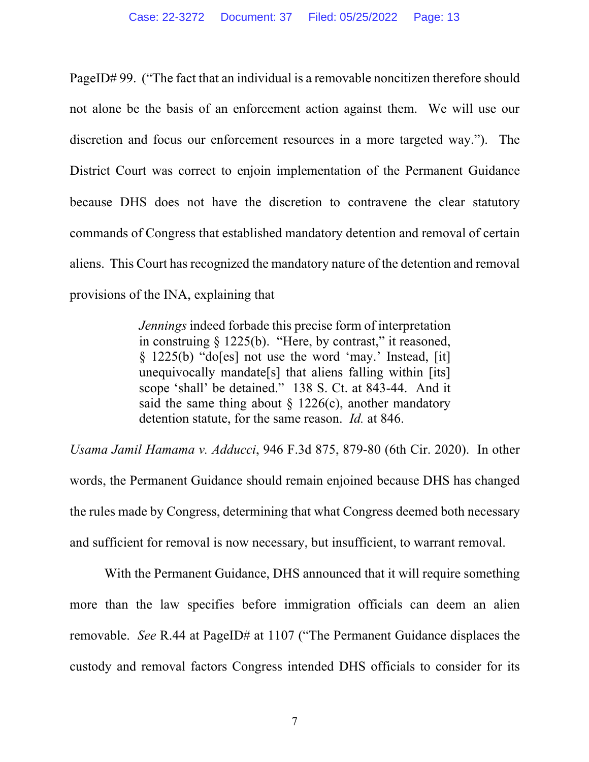PageID# 99. ("The fact that an individual is a removable noncitizen therefore should not alone be the basis of an enforcement action against them. We will use our discretion and focus our enforcement resources in a more targeted way."). The District Court was correct to enjoin implementation of the Permanent Guidance because DHS does not have the discretion to contravene the clear statutory commands of Congress that established mandatory detention and removal of certain aliens. This Court has recognized the mandatory nature of the detention and removal provisions of the INA, explaining that

> *Jennings* indeed forbade this precise form of interpretation in construing § 1225(b). "Here, by contrast," it reasoned, § 1225(b) "do[es] not use the word 'may.' Instead, [it] unequivocally mandate[s] that aliens falling within [its] scope 'shall' be detained." 138 S. Ct. at 843-44. And it said the same thing about § 1226(c), another mandatory detention statute, for the same reason. *Id.* at 846.

*Usama Jamil Hamama v. Adducci*, 946 F.3d 875, 879-80 (6th Cir. 2020). In other words, the Permanent Guidance should remain enjoined because DHS has changed the rules made by Congress, determining that what Congress deemed both necessary and sufficient for removal is now necessary, but insufficient, to warrant removal.

With the Permanent Guidance, DHS announced that it will require something more than the law specifies before immigration officials can deem an alien removable. *See* R.44 at PageID# at 1107 ("The Permanent Guidance displaces the custody and removal factors Congress intended DHS officials to consider for its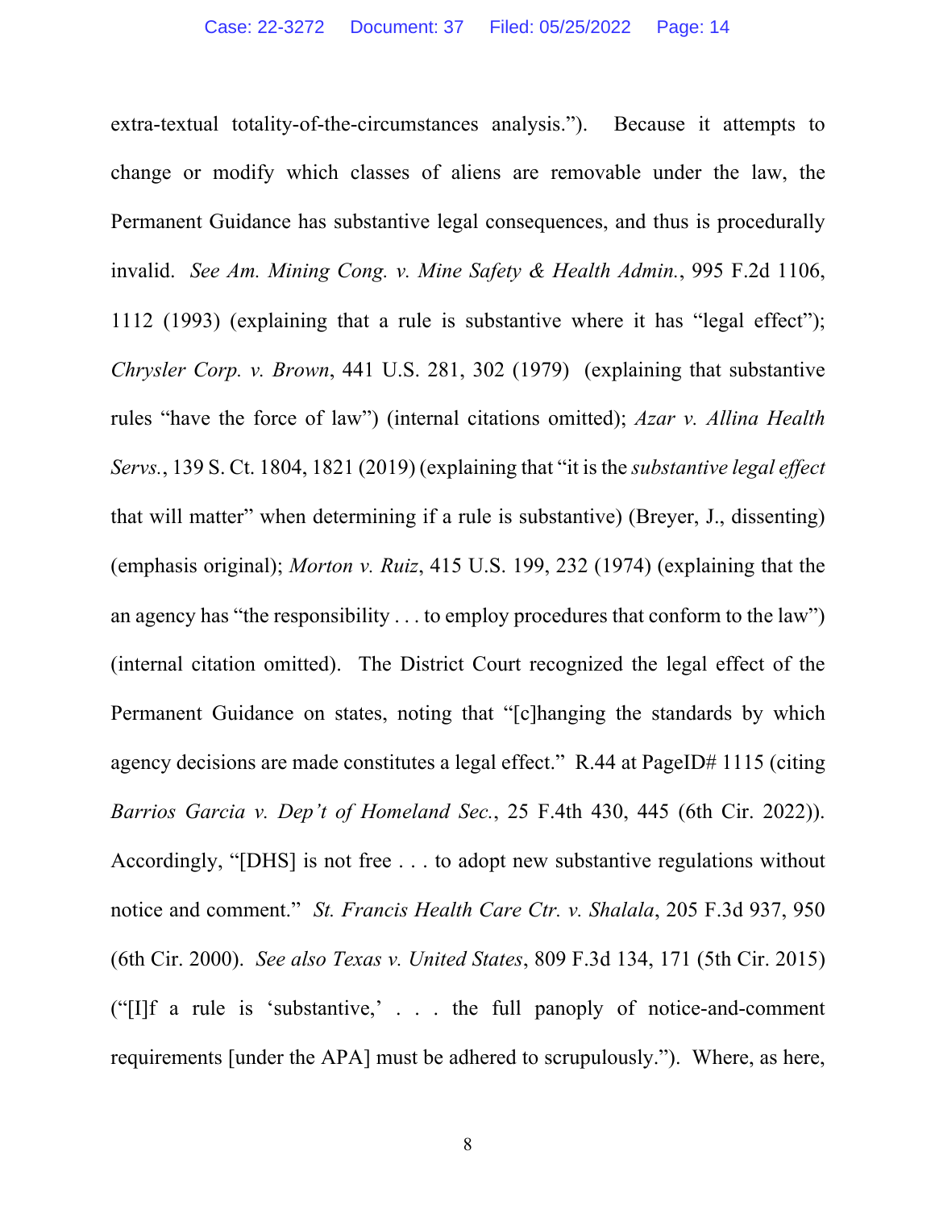extra-textual totality-of-the-circumstances analysis."). Because it attempts to change or modify which classes of aliens are removable under the law, the Permanent Guidance has substantive legal consequences, and thus is procedurally invalid. *See Am. Mining Cong. v. Mine Safety & Health Admin.*, 995 F.2d 1106, 1112 (1993) (explaining that a rule is substantive where it has "legal effect"); *Chrysler Corp. v. Brown*, 441 U.S. 281, 302 (1979) (explaining that substantive rules "have the force of law") (internal citations omitted); *Azar v. Allina Health Servs.*, 139 S. Ct. 1804, 1821 (2019) (explaining that "it is the *substantive legal effect* that will matter" when determining if a rule is substantive) (Breyer, J., dissenting) (emphasis original); *Morton v. Ruiz*, 415 U.S. 199, 232 (1974) (explaining that the an agency has "the responsibility . . . to employ procedures that conform to the law") (internal citation omitted). The District Court recognized the legal effect of the Permanent Guidance on states, noting that "[c]hanging the standards by which agency decisions are made constitutes a legal effect." R.44 at PageID# 1115 (citing *Barrios Garcia v. Dep't of Homeland Sec.*, 25 F.4th 430, 445 (6th Cir. 2022)). Accordingly, "[DHS] is not free . . . to adopt new substantive regulations without notice and comment." *St. Francis Health Care Ctr. v. Shalala*, 205 F.3d 937, 950 (6th Cir. 2000). *See also Texas v. United States*, 809 F.3d 134, 171 (5th Cir. 2015) ("[I]f a rule is 'substantive,' . . . the full panoply of notice-and-comment requirements [under the APA] must be adhered to scrupulously."). Where, as here,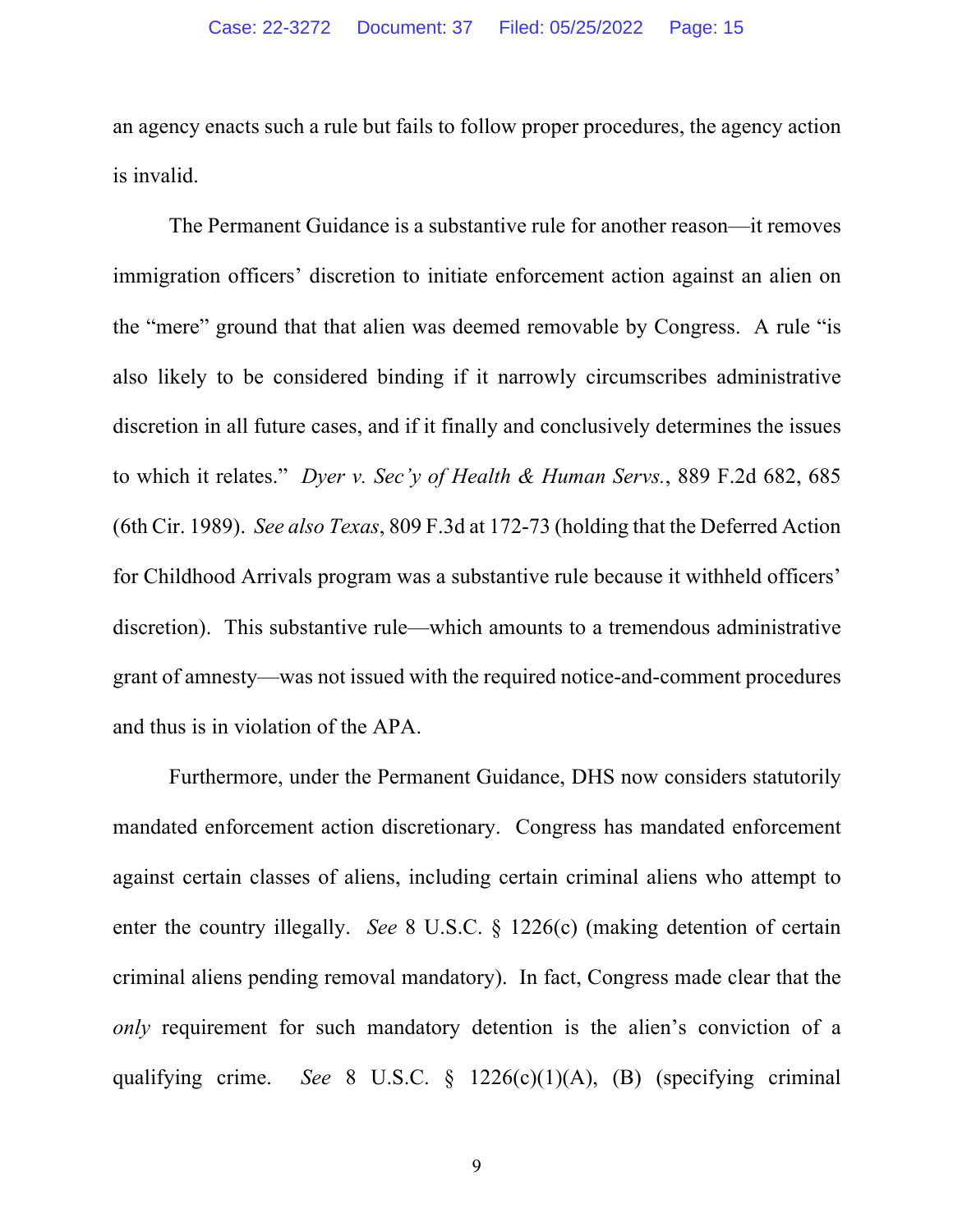an agency enacts such a rule but fails to follow proper procedures, the agency action is invalid.

The Permanent Guidance is a substantive rule for another reason—it removes immigration officers' discretion to initiate enforcement action against an alien on the "mere" ground that that alien was deemed removable by Congress. A rule "is also likely to be considered binding if it narrowly circumscribes administrative discretion in all future cases, and if it finally and conclusively determines the issues to which it relates." *Dyer v. Sec'y of Health & Human Servs.*, 889 F.2d 682, 685 (6th Cir. 1989). *See also Texas*, 809 F.3d at 172-73 (holding that the Deferred Action for Childhood Arrivals program was a substantive rule because it withheld officers' discretion). This substantive rule—which amounts to a tremendous administrative grant of amnesty—was not issued with the required notice-and-comment procedures and thus is in violation of the APA.

Furthermore, under the Permanent Guidance, DHS now considers statutorily mandated enforcement action discretionary. Congress has mandated enforcement against certain classes of aliens, including certain criminal aliens who attempt to enter the country illegally. *See* 8 U.S.C. § 1226(c) (making detention of certain criminal aliens pending removal mandatory). In fact, Congress made clear that the *only* requirement for such mandatory detention is the alien's conviction of a qualifying crime. *See* 8 U.S.C. § 1226(c)(1)(A), (B) (specifying criminal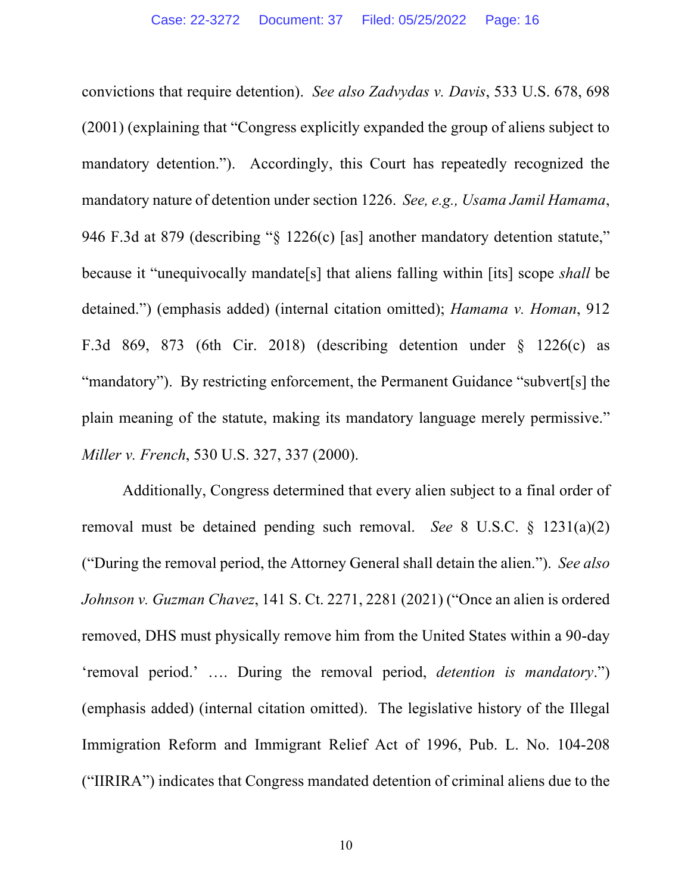convictions that require detention). *See also Zadvydas v. Davis*, 533 U.S. 678, 698 (2001) (explaining that "Congress explicitly expanded the group of aliens subject to mandatory detention."). Accordingly, this Court has repeatedly recognized the mandatory nature of detention under section 1226. *See, e.g., Usama Jamil Hamama*, 946 F.3d at 879 (describing "§ 1226(c) [as] another mandatory detention statute," because it "unequivocally mandate[s] that aliens falling within [its] scope *shall* be detained.") (emphasis added) (internal citation omitted); *Hamama v. Homan*, 912 F.3d 869, 873 (6th Cir. 2018) (describing detention under § 1226(c) as "mandatory"). By restricting enforcement, the Permanent Guidance "subvert[s] the plain meaning of the statute, making its mandatory language merely permissive." *Miller v. French*, 530 U.S. 327, 337 (2000).

Additionally, Congress determined that every alien subject to a final order of removal must be detained pending such removal. *See* 8 U.S.C. § 1231(a)(2) ("During the removal period, the Attorney General shall detain the alien."). *See also Johnson v. Guzman Chavez*, 141 S. Ct. 2271, 2281 (2021) ("Once an alien is ordered removed, DHS must physically remove him from the United States within a 90-day 'removal period.' …. During the removal period, *detention is mandatory*.") (emphasis added) (internal citation omitted). The legislative history of the Illegal Immigration Reform and Immigrant Relief Act of 1996, Pub. L. No. 104-208 ("IIRIRA") indicates that Congress mandated detention of criminal aliens due to the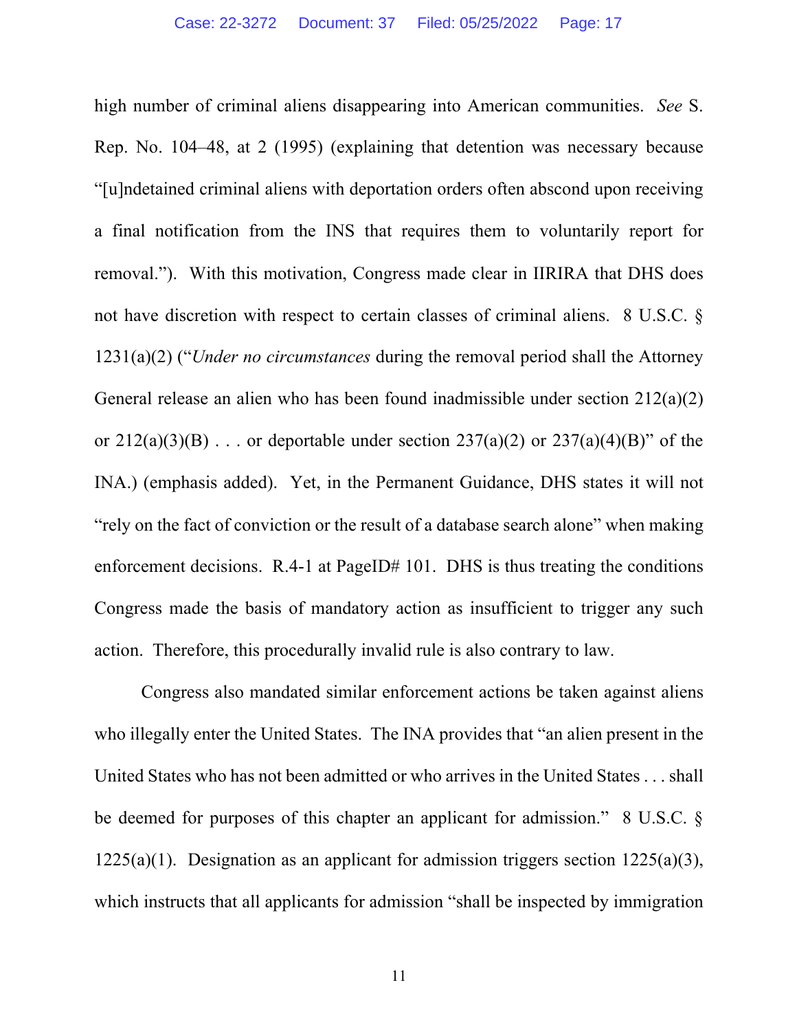high number of criminal aliens disappearing into American communities. *See* S. Rep. No. 104–48, at 2 (1995) (explaining that detention was necessary because "[u]ndetained criminal aliens with deportation orders often abscond upon receiving a final notification from the INS that requires them to voluntarily report for removal."). With this motivation, Congress made clear in IIRIRA that DHS does not have discretion with respect to certain classes of criminal aliens. 8 U.S.C. § 1231(a)(2) ("*Under no circumstances* during the removal period shall the Attorney General release an alien who has been found inadmissible under section 212(a)(2) or 212(a)(3)(B) . . . or deportable under section 237(a)(2) or 237(a)(4)(B)" of the INA.) (emphasis added). Yet, in the Permanent Guidance, DHS states it will not "rely on the fact of conviction or the result of a database search alone" when making enforcement decisions. R.4-1 at PageID# 101. DHS is thus treating the conditions Congress made the basis of mandatory action as insufficient to trigger any such action. Therefore, this procedurally invalid rule is also contrary to law.

Congress also mandated similar enforcement actions be taken against aliens who illegally enter the United States. The INA provides that "an alien present in the United States who has not been admitted or who arrives in the United States . . . shall be deemed for purposes of this chapter an applicant for admission." 8 U.S.C. § 1225(a)(1). Designation as an applicant for admission triggers section 1225(a)(3), which instructs that all applicants for admission "shall be inspected by immigration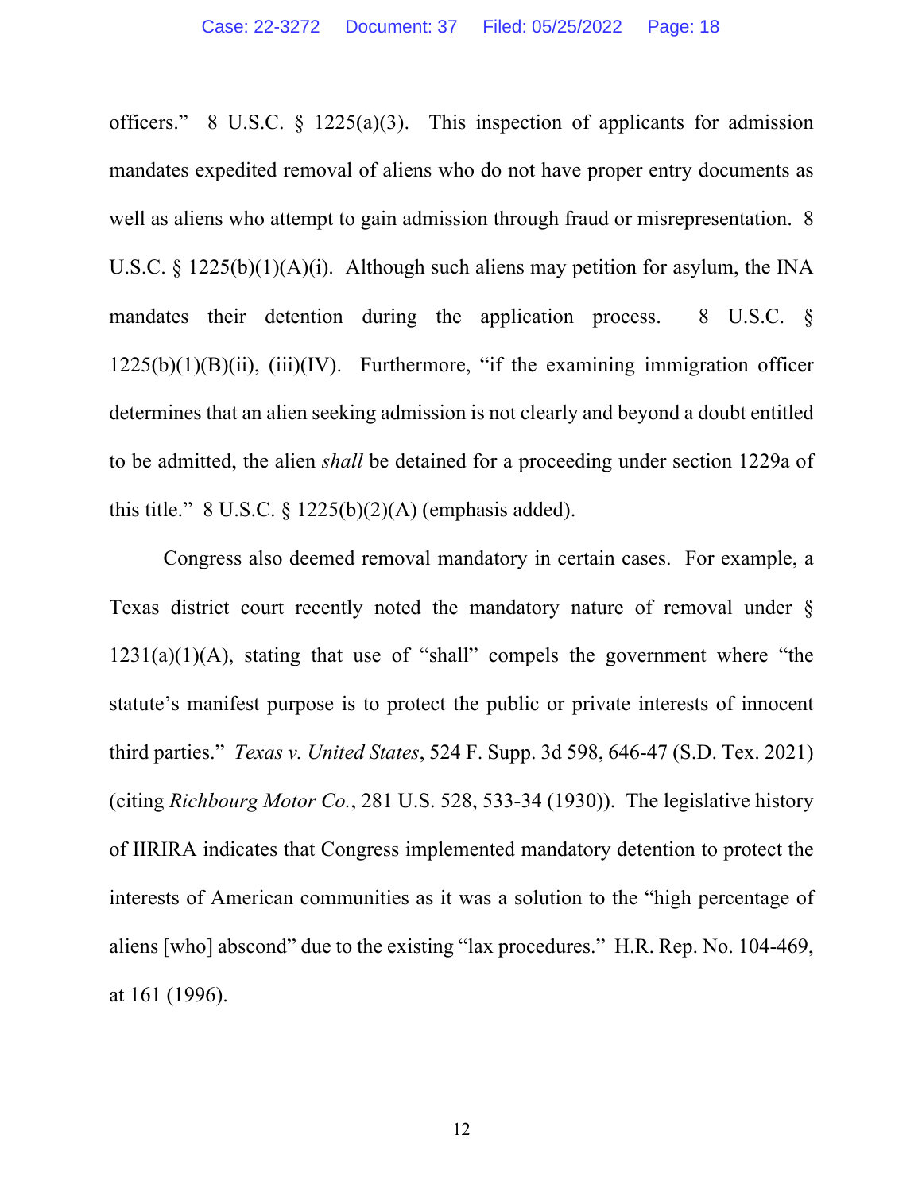officers." 8 U.S.C. § 1225(a)(3). This inspection of applicants for admission mandates expedited removal of aliens who do not have proper entry documents as well as aliens who attempt to gain admission through fraud or misrepresentation. 8 U.S.C. § 1225(b)(1)(A)(i). Although such aliens may petition for asylum, the INA mandates their detention during the application process. 8 U.S.C. § 1225(b)(1)(B)(ii), (iii)(IV). Furthermore, "if the examining immigration officer determines that an alien seeking admission is not clearly and beyond a doubt entitled to be admitted, the alien *shall* be detained for a proceeding under section 1229a of this title." 8 U.S.C. § 1225(b)(2)(A) (emphasis added).

Congress also deemed removal mandatory in certain cases. For example, a Texas district court recently noted the mandatory nature of removal under § 1231(a)(1)(A), stating that use of "shall" compels the government where "the statute's manifest purpose is to protect the public or private interests of innocent third parties." *Texas v. United States*, 524 F. Supp. 3d 598, 646-47 (S.D. Tex. 2021) (citing *Richbourg Motor Co.*, 281 U.S. 528, 533-34 (1930)). The legislative history of IIRIRA indicates that Congress implemented mandatory detention to protect the interests of American communities as it was a solution to the "high percentage of aliens [who] abscond" due to the existing "lax procedures." H.R. Rep. No. 104-469, at 161 (1996).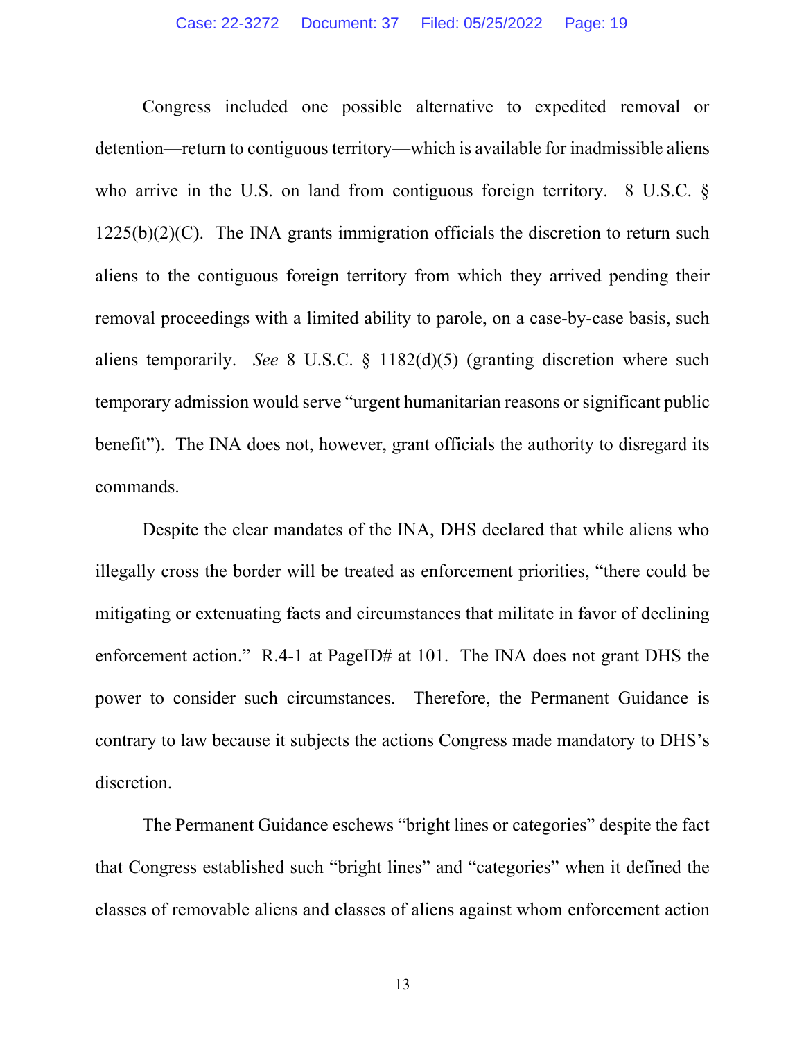Congress included one possible alternative to expedited removal or detention—return to contiguous territory—which is available for inadmissible aliens who arrive in the U.S. on land from contiguous foreign territory. 8 U.S.C. § 1225(b)(2)(C). The INA grants immigration officials the discretion to return such aliens to the contiguous foreign territory from which they arrived pending their removal proceedings with a limited ability to parole, on a case-by-case basis, such aliens temporarily. *See* 8 U.S.C. § 1182(d)(5) (granting discretion where such temporary admission would serve "urgent humanitarian reasons or significant public benefit"). The INA does not, however, grant officials the authority to disregard its commands.

Despite the clear mandates of the INA, DHS declared that while aliens who illegally cross the border will be treated as enforcement priorities, "there could be mitigating or extenuating facts and circumstances that militate in favor of declining enforcement action." R.4-1 at PageID# at 101. The INA does not grant DHS the power to consider such circumstances. Therefore, the Permanent Guidance is contrary to law because it subjects the actions Congress made mandatory to DHS's discretion.

The Permanent Guidance eschews "bright lines or categories" despite the fact that Congress established such "bright lines" and "categories" when it defined the classes of removable aliens and classes of aliens against whom enforcement action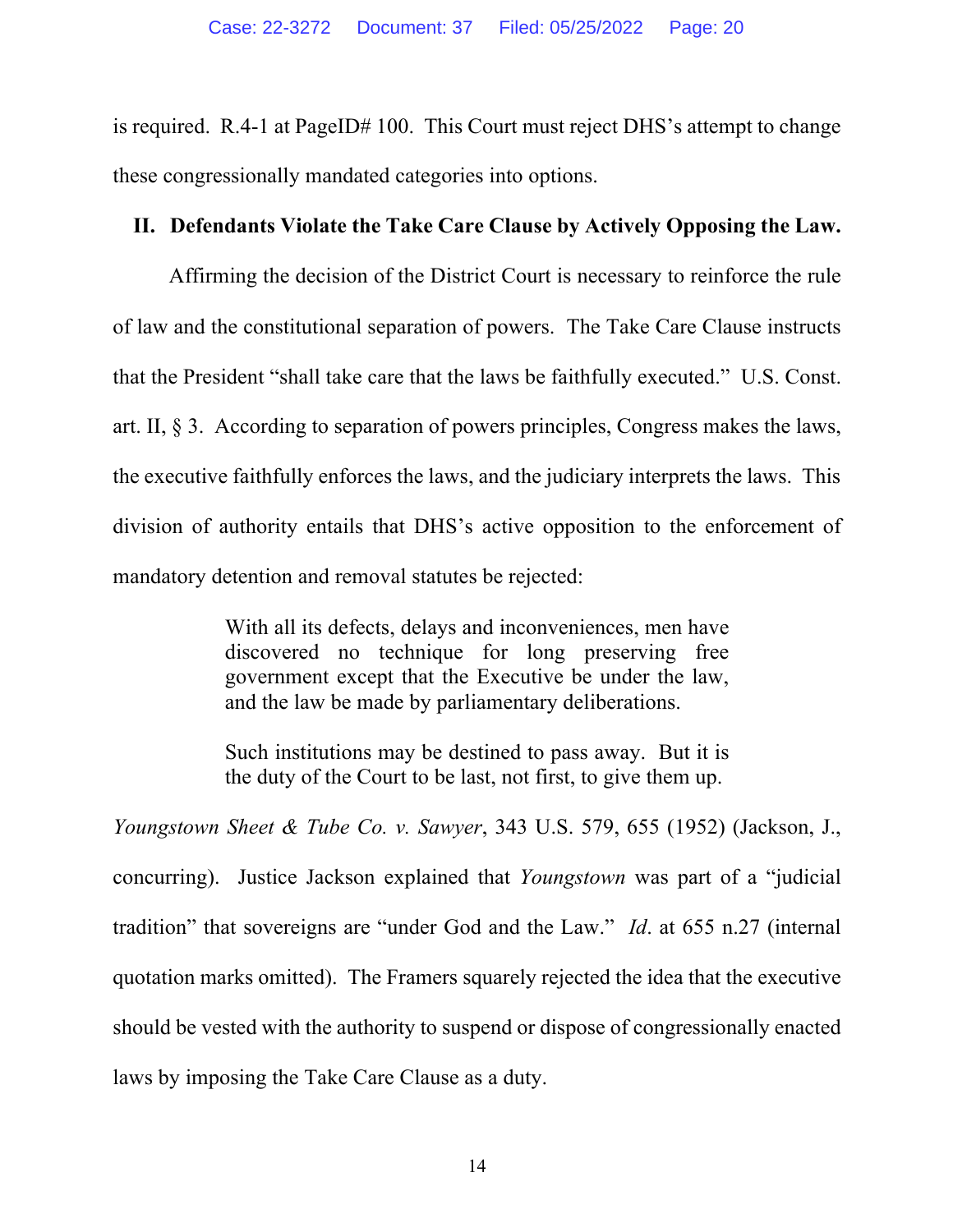is required. R.4-1 at PageID# 100. This Court must reject DHS's attempt to change these congressionally mandated categories into options.

## II. Defendants Violate the Take Care Clause by Actively Opposing the Law.

Affirming the decision of the District Court is necessary to reinforce the rule of law and the constitutional separation of powers. The Take Care Clause instructs that the President "shall take care that the laws be faithfully executed." U.S. Const. art. II, § 3. According to separation of powers principles, Congress makes the laws, the executive faithfully enforces the laws, and the judiciary interprets the laws. This division of authority entails that DHS's active opposition to the enforcement of mandatory detention and removal statutes be rejected:

> With all its defects, delays and inconveniences, men have discovered no technique for long preserving free government except that the Executive be under the law, and the law be made by parliamentary deliberations.
>
> Such institutions may be destined to pass away. But it is the duty of the Court to be last, not first, to give them up.

*Youngstown Sheet & Tube Co. v. Sawyer*, 343 U.S. 579, 655 (1952) (Jackson, J., concurring). Justice Jackson explained that *Youngstown* was part of a "judicial tradition" that sovereigns are "under God and the Law." *Id*. at 655 n.27 (internal quotation marks omitted). The Framers squarely rejected the idea that the executive should be vested with the authority to suspend or dispose of congressionally enacted laws by imposing the Take Care Clause as a duty.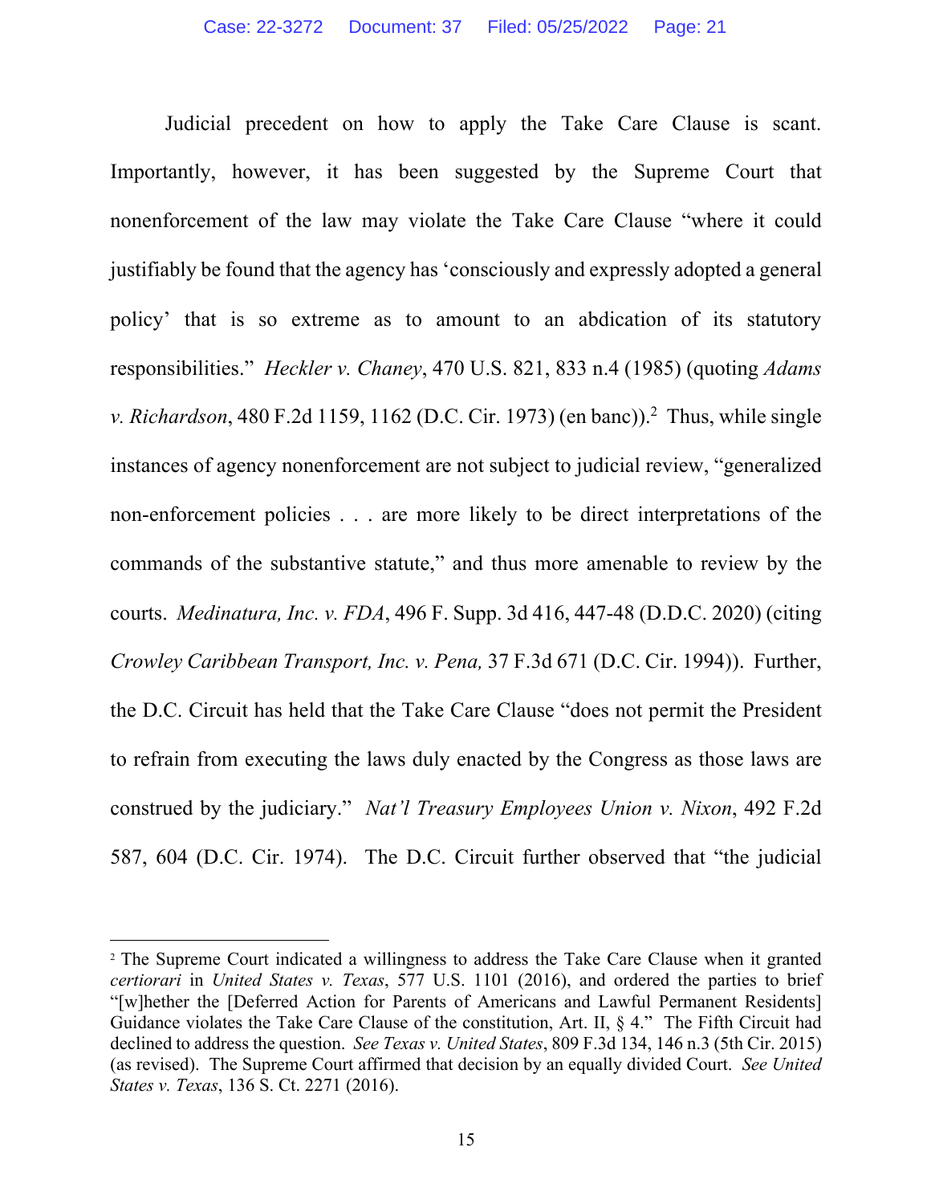Judicial precedent on how to apply the Take Care Clause is scant. Importantly, however, it has been suggested by the Supreme Court that nonenforcement of the law may violate the Take Care Clause "where it could justifiably be found that the agency has 'consciously and expressly adopted a general policy' that is so extreme as to amount to an abdication of its statutory responsibilities." *Heckler v. Chaney*, 470 U.S. 821, 833 n.4 (1985) (quoting *Adams v. Richardson*, 480 F.2d 1159, 1162 (D.C. Cir. 1973) (en banc)).[2] Thus, while single instances of agency nonenforcement are not subject to judicial review, "generalized non-enforcement policies . . . are more likely to be direct interpretations of the commands of the substantive statute," and thus more amenable to review by the courts. *Medinatura, Inc. v. FDA*, 496 F. Supp. 3d 416, 447-48 (D.D.C. 2020) (citing *Crowley Caribbean Transport, Inc. v. Pena,* 37 F.3d 671 (D.C. Cir. 1994)). Further, the D.C. Circuit has held that the Take Care Clause "does not permit the President to refrain from executing the laws duly enacted by the Congress as those laws are construed by the judiciary." *Nat'l Treasury Employees Union v. Nixon*, 492 F.2d 587, 604 (D.C. Cir. 1974). The D.C. Circuit further observed that "the judicial

---

[2] The Supreme Court indicated a willingness to address the Take Care Clause when it granted *certiorari* in *United States v. Texas*, 577 U.S. 1101 (2016), and ordered the parties to brief "[w]hether the [Deferred Action for Parents of Americans and Lawful Permanent Residents] Guidance violates the Take Care Clause of the constitution, Art. II, § 4." The Fifth Circuit had declined to address the question. *See Texas v. United States*, 809 F.3d 134, 146 n.3 (5th Cir. 2015) (as revised). The Supreme Court affirmed that decision by an equally divided Court. *See United States v. Texas*, 136 S. Ct. 2271 (2016).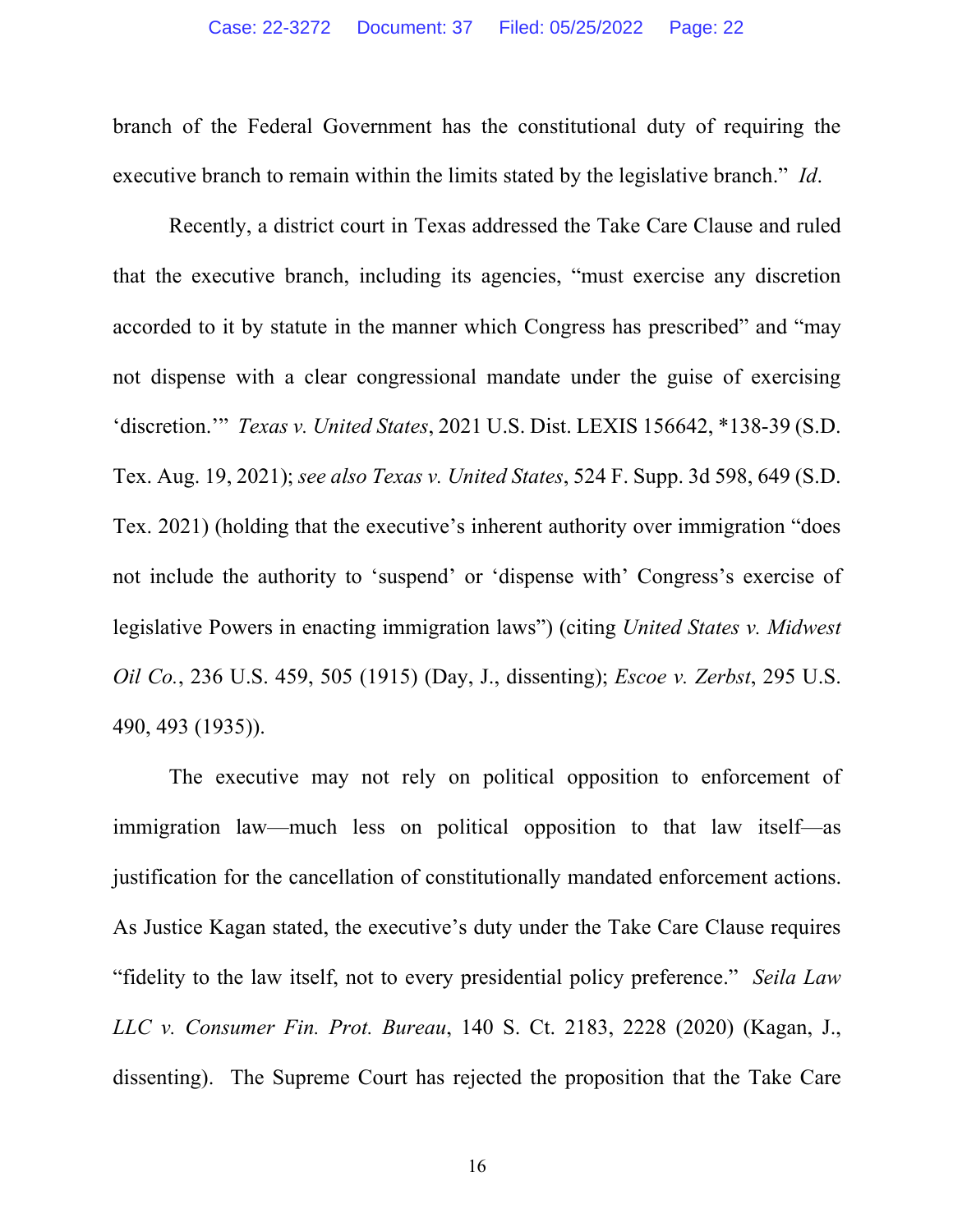branch of the Federal Government has the constitutional duty of requiring the executive branch to remain within the limits stated by the legislative branch." *Id*.

Recently, a district court in Texas addressed the Take Care Clause and ruled that the executive branch, including its agencies, "must exercise any discretion accorded to it by statute in the manner which Congress has prescribed" and "may not dispense with a clear congressional mandate under the guise of exercising 'discretion.'" *Texas v. United States*, 2021 U.S. Dist. LEXIS 156642, *138-39 (S.D. Tex. Aug. 19, 2021); *see also Texas v. United States*, 524 F. Supp. 3d 598, 649 (S.D. Tex. 2021) (holding that the executive's inherent authority over immigration "does not include the authority to 'suspend' or 'dispense with' Congress's exercise of legislative Powers in enacting immigration laws") (citing *United States v. Midwest Oil Co.*, 236 U.S. 459, 505 (1915) (Day, J., dissenting); *Escoe v. Zerbst*, 295 U.S. 490, 493 (1935)).

The executive may not rely on political opposition to enforcement of immigration law—much less on political opposition to that law itself—as justification for the cancellation of constitutionally mandated enforcement actions. As Justice Kagan stated, the executive's duty under the Take Care Clause requires "fidelity to the law itself, not to every presidential policy preference." *Seila Law LLC v. Consumer Fin. Prot. Bureau*, 140 S. Ct. 2183, 2228 (2020) (Kagan, J., dissenting). The Supreme Court has rejected the proposition that the Take Care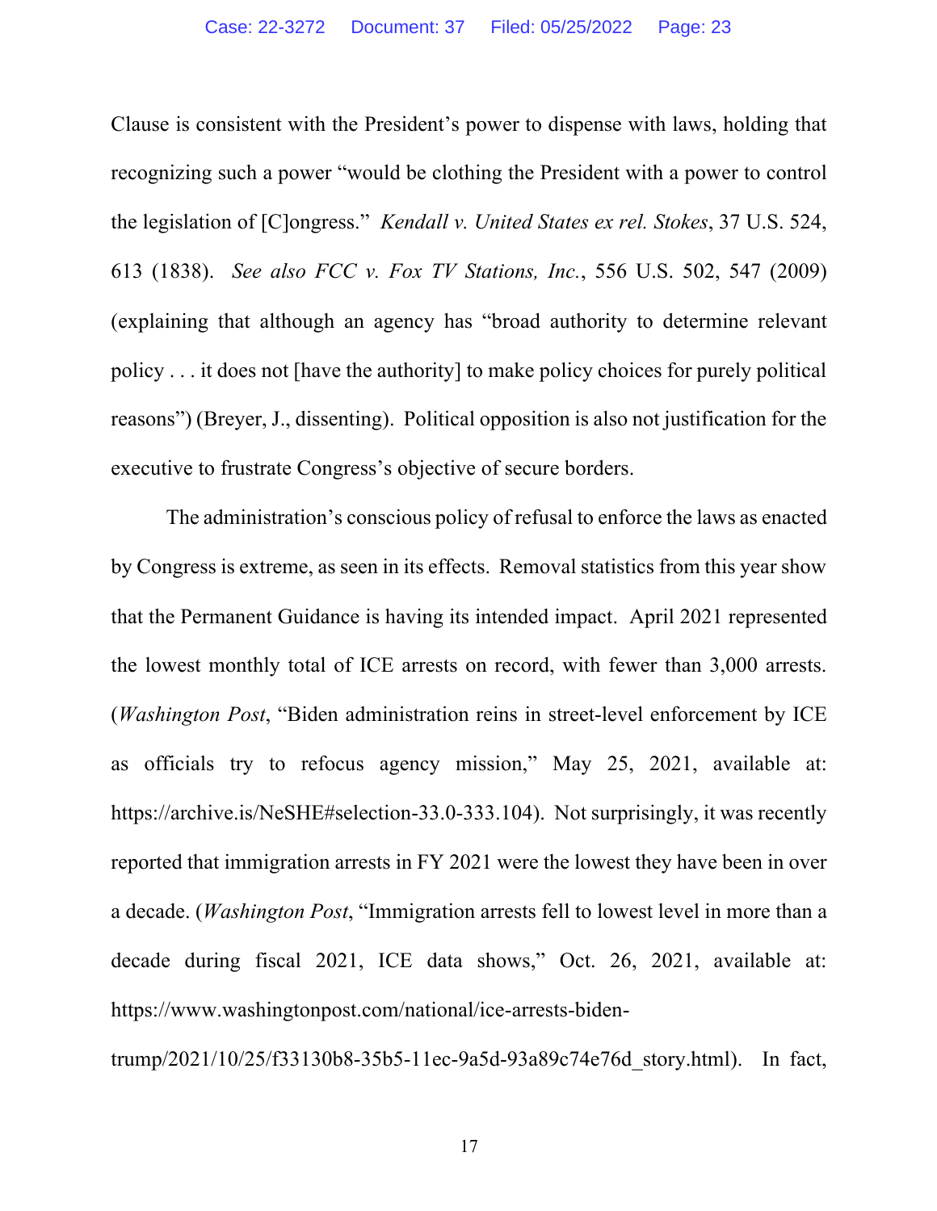Clause is consistent with the President's power to dispense with laws, holding that recognizing such a power "would be clothing the President with a power to control the legislation of [C]ongress." *Kendall v. United States ex rel. Stokes*, 37 U.S. 524, 613 (1838). *See also FCC v. Fox TV Stations, Inc.*, 556 U.S. 502, 547 (2009) (explaining that although an agency has "broad authority to determine relevant policy . . . it does not [have the authority] to make policy choices for purely political reasons") (Breyer, J., dissenting). Political opposition is also not justification for the executive to frustrate Congress's objective of secure borders.

The administration's conscious policy of refusal to enforce the laws as enacted by Congress is extreme, as seen in its effects. Removal statistics from this year show that the Permanent Guidance is having its intended impact. April 2021 represented the lowest monthly total of ICE arrests on record, with fewer than 3,000 arrests. (*Washington Post*, "Biden administration reins in street-level enforcement by ICE as officials try to refocus agency mission," May 25, 2021, available at: https://archive.is/NeSHE#selection-33.0-333.104). Not surprisingly, it was recently reported that immigration arrests in FY 2021 were the lowest they have been in over a decade. (*Washington Post*, "Immigration arrests fell to lowest level in more than a decade during fiscal 2021, ICE data shows," Oct. 26, 2021, available at: https://www.washingtonpost.com/national/ice-arrests-biden-trump/2021/10/25/f33130b8-35b5-11ec-9a5d-93a89c74e76d_story.html). In fact,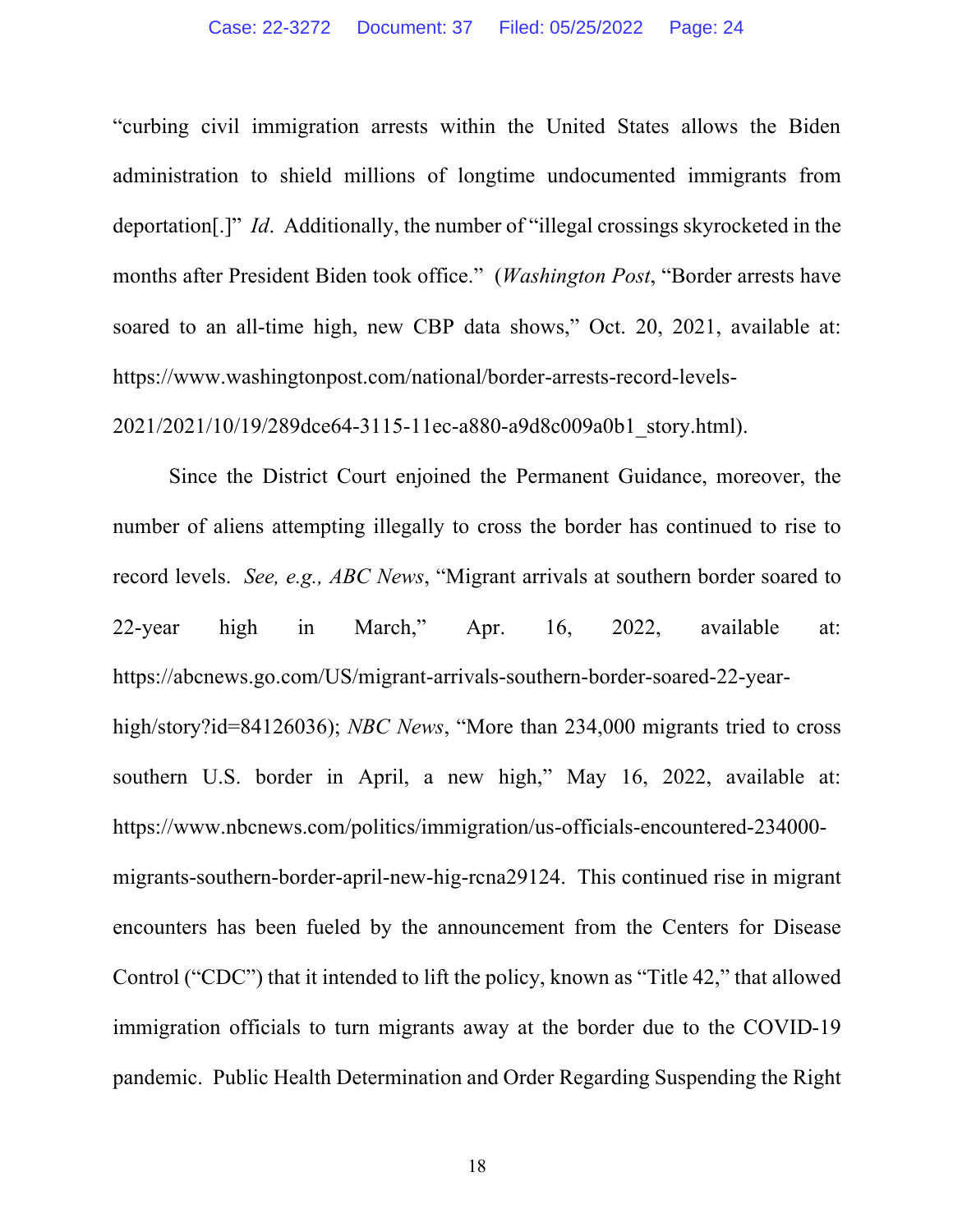"curbing civil immigration arrests within the United States allows the Biden administration to shield millions of longtime undocumented immigrants from deportation[.]" *Id*. Additionally, the number of "illegal crossings skyrocketed in the months after President Biden took office." (*Washington Post*, "Border arrests have soared to an all-time high, new CBP data shows," Oct. 20, 2021, available at: https://www.washingtonpost.com/national/border-arrests-record-levels-2021/2021/10/19/289dce64-3115-11ec-a880-a9d8c009a0b1_story.html).

Since the District Court enjoined the Permanent Guidance, moreover, the number of aliens attempting illegally to cross the border has continued to rise to record levels. *See, e.g., ABC News*, "Migrant arrivals at southern border soared to 22-year high in March," Apr. 16, 2022, available at: https://abcnews.go.com/US/migrant-arrivals-southern-border-soared-22-year-high/story?id=84126036); *NBC News*, "More than 234,000 migrants tried to cross southern U.S. border in April, a new high," May 16, 2022, available at: https://www.nbcnews.com/politics/immigration/us-officials-encountered-234000-migrants-southern-border-april-new-hig-rcna29124. This continued rise in migrant encounters has been fueled by the announcement from the Centers for Disease Control ("CDC") that it intended to lift the policy, known as "Title 42," that allowed immigration officials to turn migrants away at the border due to the COVID-19 pandemic. Public Health Determination and Order Regarding Suspending the Right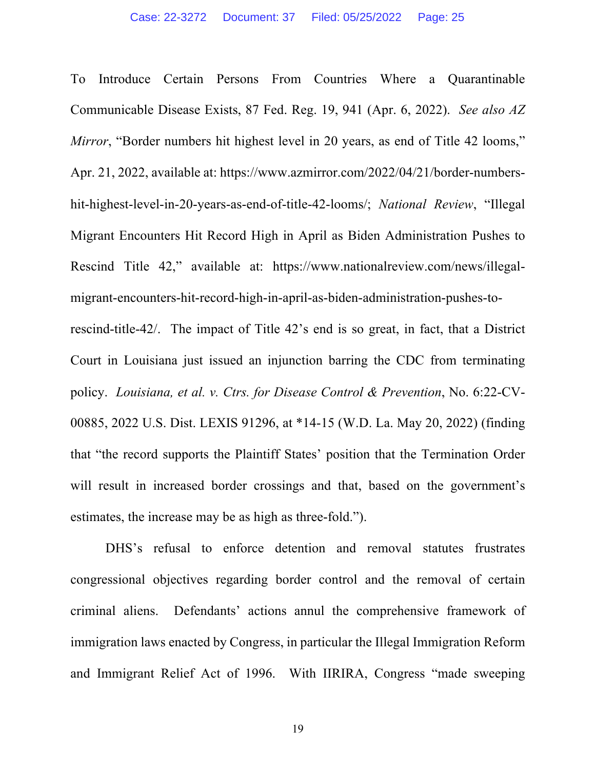To Introduce Certain Persons From Countries Where a Quarantinable Communicable Disease Exists, 87 Fed. Reg. 19, 941 (Apr. 6, 2022). *See also AZ Mirror*, "Border numbers hit highest level in 20 years, as end of Title 42 looms," Apr. 21, 2022, available at: https://www.azmirror.com/2022/04/21/border-numbers-hit-highest-level-in-20-years-as-end-of-title-42-looms/; *National Review*, "Illegal Migrant Encounters Hit Record High in April as Biden Administration Pushes to Rescind Title 42," available at: https://www.nationalreview.com/news/illegal-migrant-encounters-hit-record-high-in-april-as-biden-administration-pushes-to-rescind-title-42/. The impact of Title 42's end is so great, in fact, that a District Court in Louisiana just issued an injunction barring the CDC from terminating policy. *Louisiana, et al. v. Ctrs. for Disease Control & Prevention*, No. 6:22-CV-00885, 2022 U.S. Dist. LEXIS 91296, at *14-15 (W.D. La. May 20, 2022) (finding that "the record supports the Plaintiff States' position that the Termination Order will result in increased border crossings and that, based on the government's estimates, the increase may be as high as three-fold.").

DHS's refusal to enforce detention and removal statutes frustrates congressional objectives regarding border control and the removal of certain criminal aliens. Defendants' actions annul the comprehensive framework of immigration laws enacted by Congress, in particular the Illegal Immigration Reform and Immigrant Relief Act of 1996. With IIRIRA, Congress "made sweeping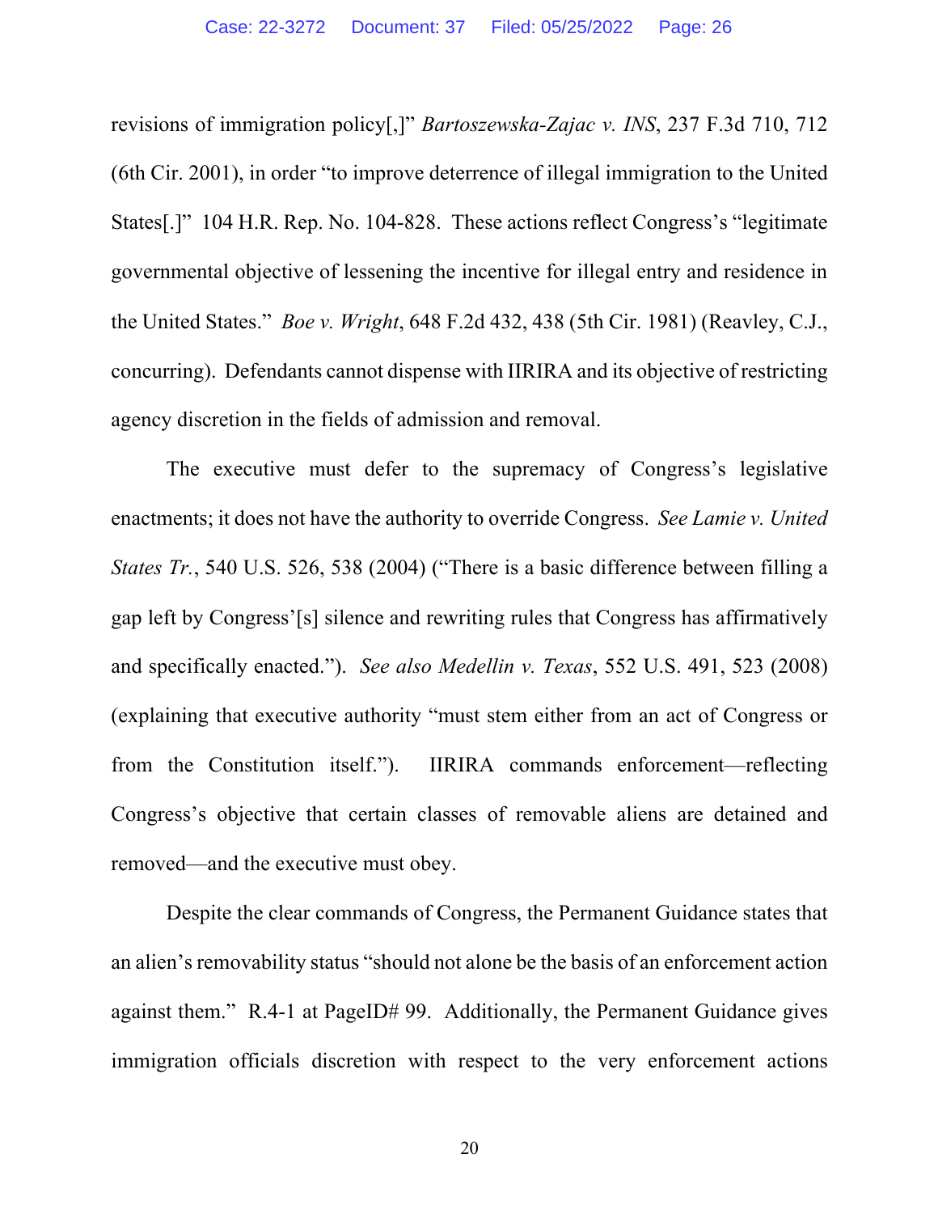revisions of immigration policy[,]" *Bartoszewska-Zajac v. INS*, 237 F.3d 710, 712 (6th Cir. 2001), in order "to improve deterrence of illegal immigration to the United States[.]" 104 H.R. Rep. No. 104-828. These actions reflect Congress's "legitimate governmental objective of lessening the incentive for illegal entry and residence in the United States." *Boe v. Wright*, 648 F.2d 432, 438 (5th Cir. 1981) (Reavley, C.J., concurring). Defendants cannot dispense with IIRIRA and its objective of restricting agency discretion in the fields of admission and removal.

The executive must defer to the supremacy of Congress's legislative enactments; it does not have the authority to override Congress. *See Lamie v. United States Tr.*, 540 U.S. 526, 538 (2004) ("There is a basic difference between filling a gap left by Congress'[s] silence and rewriting rules that Congress has affirmatively and specifically enacted."). *See also Medellin v. Texas*, 552 U.S. 491, 523 (2008) (explaining that executive authority "must stem either from an act of Congress or from the Constitution itself."). IIRIRA commands enforcement—reflecting Congress's objective that certain classes of removable aliens are detained and removed—and the executive must obey.

Despite the clear commands of Congress, the Permanent Guidance states that an alien's removability status "should not alone be the basis of an enforcement action against them." R.4-1 at PageID# 99. Additionally, the Permanent Guidance gives immigration officials discretion with respect to the very enforcement actions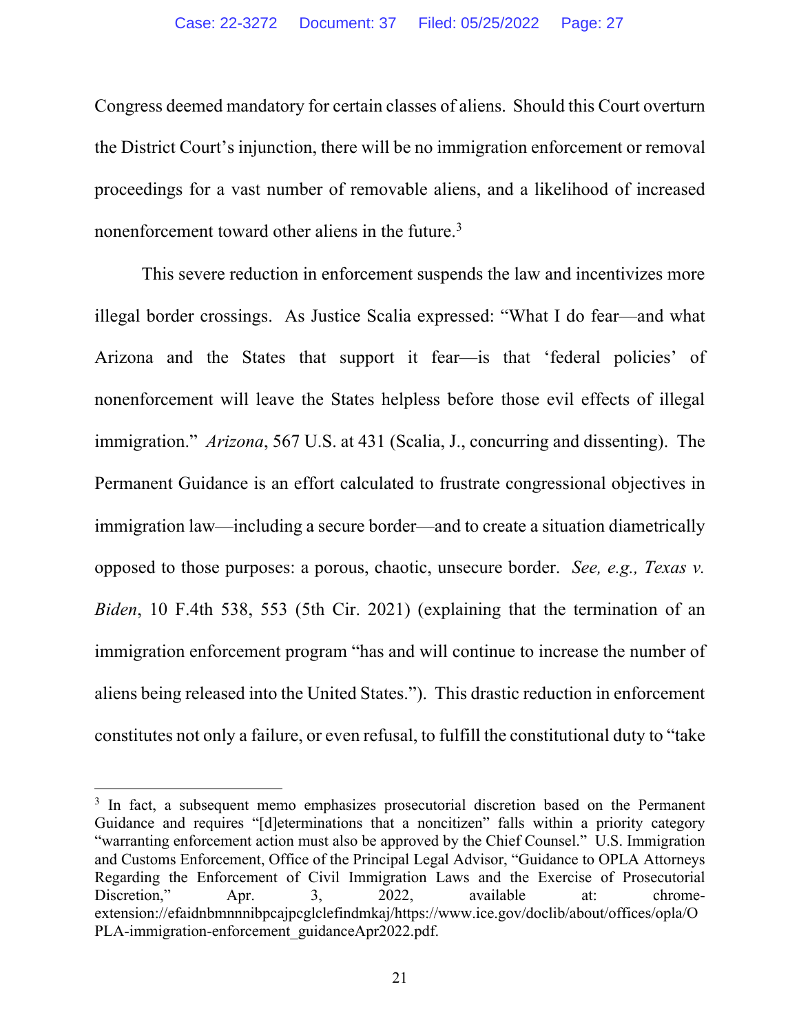Congress deemed mandatory for certain classes of aliens. Should this Court overturn the District Court's injunction, there will be no immigration enforcement or removal proceedings for a vast number of removable aliens, and a likelihood of increased nonenforcement toward other aliens in the future.[3]

This severe reduction in enforcement suspends the law and incentivizes more illegal border crossings. As Justice Scalia expressed: "What I do fear—and what Arizona and the States that support it fear—is that 'federal policies' of nonenforcement will leave the States helpless before those evil effects of illegal immigration." *Arizona*, 567 U.S. at 431 (Scalia, J., concurring and dissenting). The Permanent Guidance is an effort calculated to frustrate congressional objectives in immigration law—including a secure border—and to create a situation diametrically opposed to those purposes: a porous, chaotic, unsecure border. *See, e.g., Texas v. Biden*, 10 F.4th 538, 553 (5th Cir. 2021) (explaining that the termination of an immigration enforcement program "has and will continue to increase the number of aliens being released into the United States."). This drastic reduction in enforcement constitutes not only a failure, or even refusal, to fulfill the constitutional duty to "take

---

[3] In fact, a subsequent memo emphasizes prosecutorial discretion based on the Permanent Guidance and requires "[d]eterminations that a noncitizen" falls within a priority category "warranting enforcement action must also be approved by the Chief Counsel." U.S. Immigration and Customs Enforcement, Office of the Principal Legal Advisor, "Guidance to OPLA Attorneys Regarding the Enforcement of Civil Immigration Laws and the Exercise of Prosecutorial Discretion," Apr. 3, 2022, available at: chrome-extension://efaidnbmnnnibpcajpcglclefindmkaj/https://www.ice.gov/doclib/about/offices/opla/OPLA-immigration-enforcement_guidanceApr2022.pdf.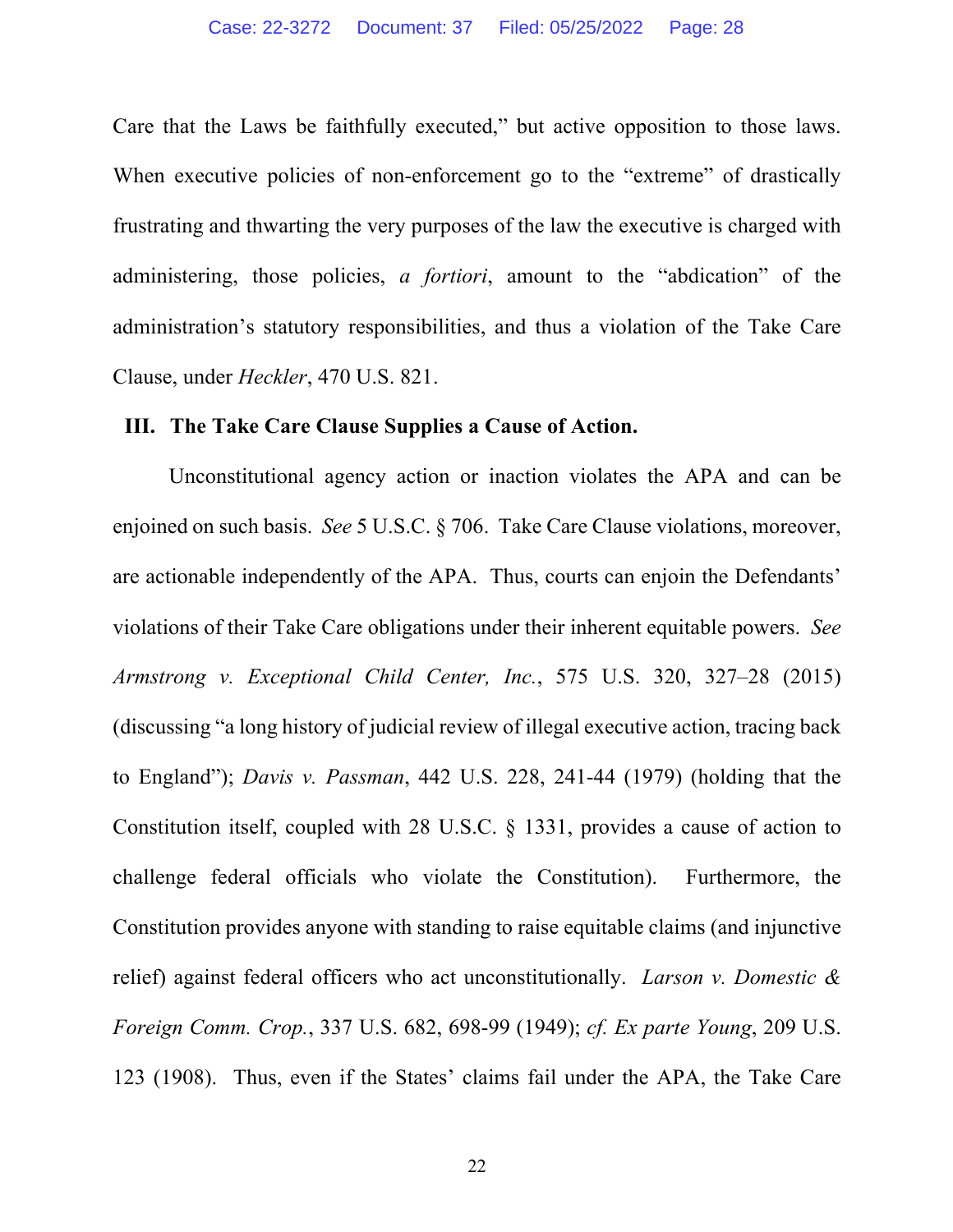Care that the Laws be faithfully executed," but active opposition to those laws. When executive policies of non-enforcement go to the "extreme" of drastically frustrating and thwarting the very purposes of the law the executive is charged with administering, those policies, *a fortiori*, amount to the "abdication" of the administration's statutory responsibilities, and thus a violation of the Take Care Clause, under *Heckler*, 470 U.S. 821.

## III. The Take Care Clause Supplies a Cause of Action.

Unconstitutional agency action or inaction violates the APA and can be enjoined on such basis. *See* 5 U.S.C. § 706. Take Care Clause violations, moreover, are actionable independently of the APA. Thus, courts can enjoin the Defendants' violations of their Take Care obligations under their inherent equitable powers. *See Armstrong v. Exceptional Child Center, Inc.*, 575 U.S. 320, 327–28 (2015) (discussing "a long history of judicial review of illegal executive action, tracing back to England"); *Davis v. Passman*, 442 U.S. 228, 241-44 (1979) (holding that the Constitution itself, coupled with 28 U.S.C. § 1331, provides a cause of action to challenge federal officials who violate the Constitution). Furthermore, the Constitution provides anyone with standing to raise equitable claims (and injunctive relief) against federal officers who act unconstitutionally. *Larson v. Domestic & Foreign Comm. Crop.*, 337 U.S. 682, 698-99 (1949); *cf. Ex parte Young*, 209 U.S. 123 (1908). Thus, even if the States' claims fail under the APA, the Take Care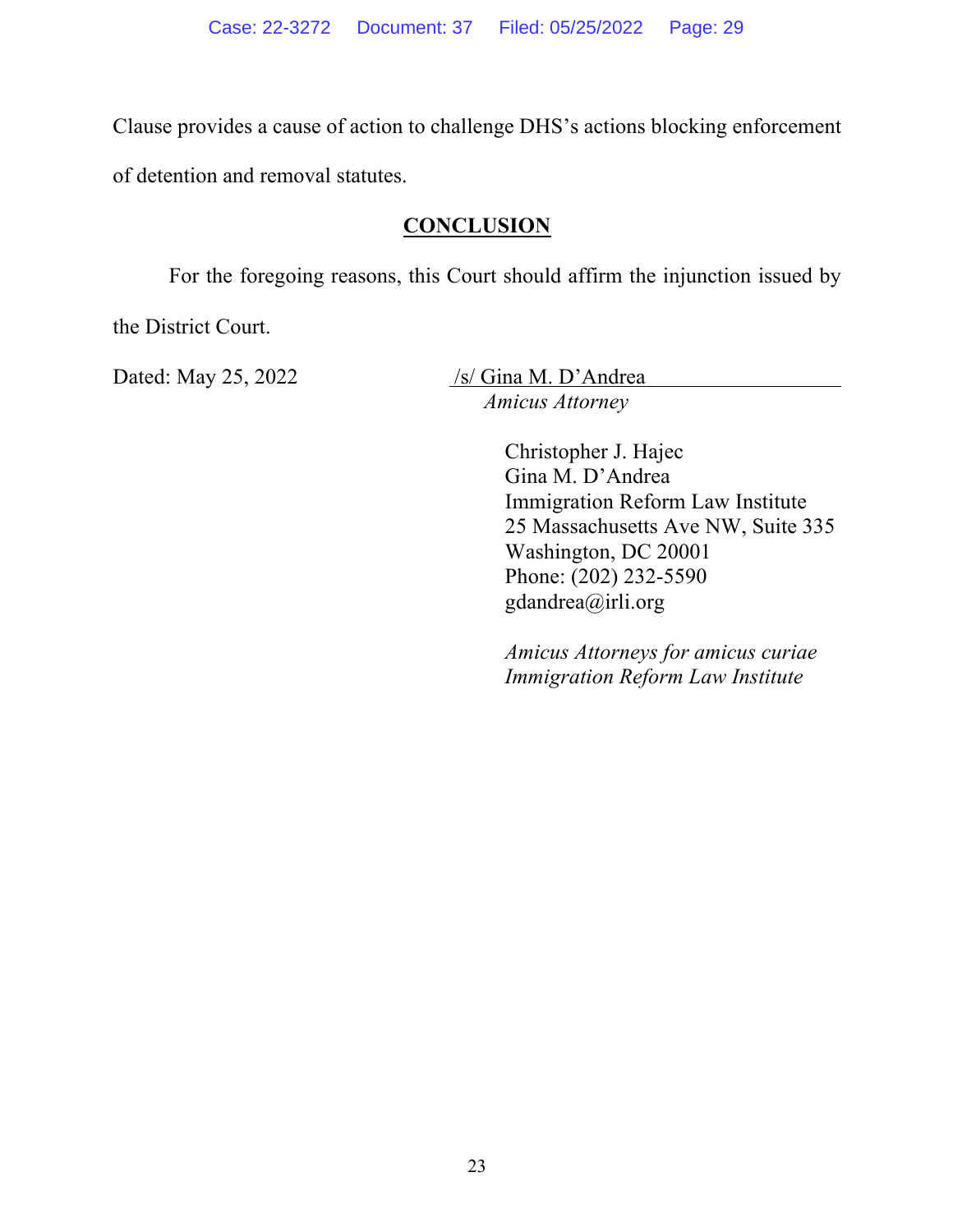Clause provides a cause of action to challenge DHS's actions blocking enforcement of detention and removal statutes.

## CONCLUSION

For the foregoing reasons, this Court should affirm the injunction issued by the District Court.

Dated: May 25, 2022

/s/ Gina M. D'Andrea
*Amicus Attorney*

Christopher J. Hajec
Gina M. D'Andrea
Immigration Reform Law Institute
25 Massachusetts Ave NW, Suite 335
Washington, DC 20001
Phone: (202) 232-5590
gdandrea@irli.org

*Amicus Attorneys for amicus curiae Immigration Reform Law Institute*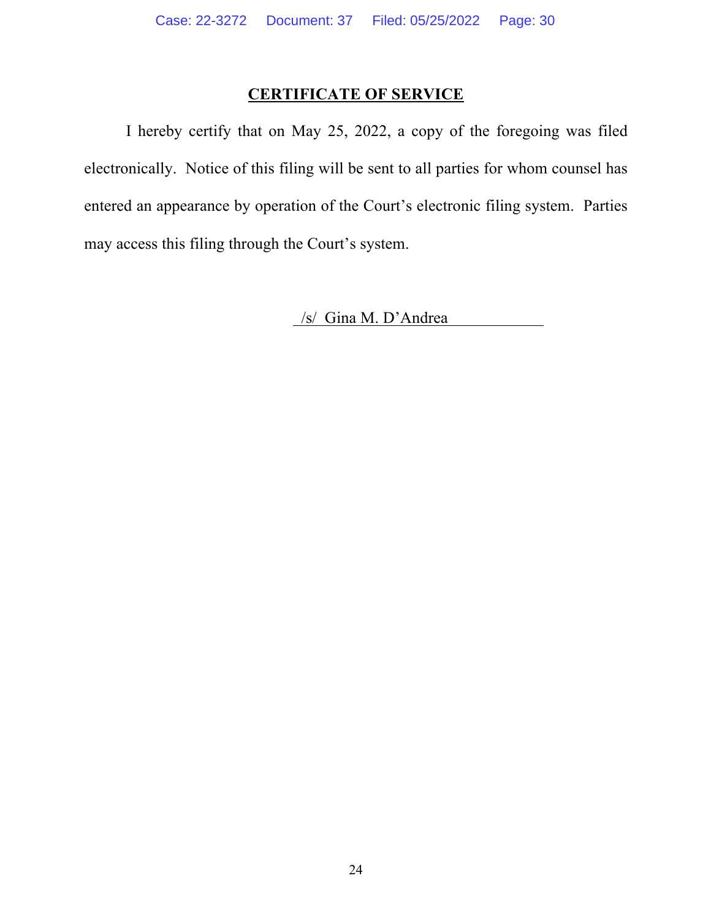## CERTIFICATE OF SERVICE

I hereby certify that on May 25, 2022, a copy of the foregoing was filed electronically. Notice of this filing will be sent to all parties for whom counsel has entered an appearance by operation of the Court's electronic filing system. Parties may access this filing through the Court's system.

/s/ Gina M. D'Andrea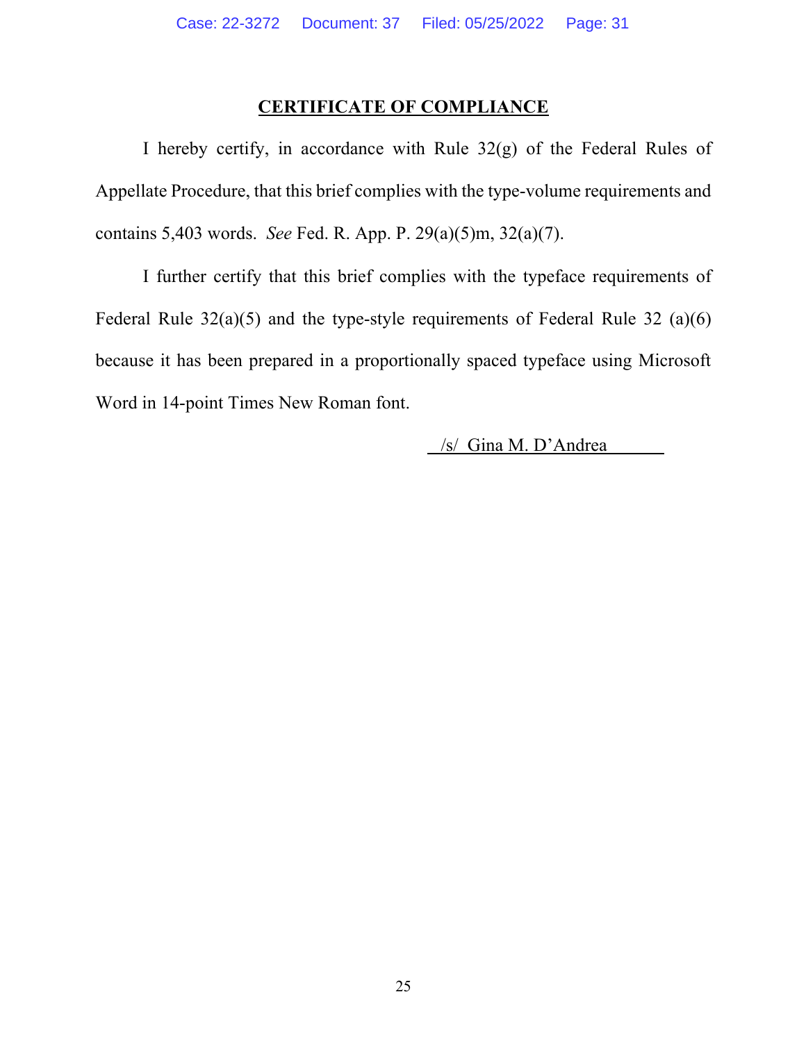## CERTIFICATE OF COMPLIANCE

I hereby certify, in accordance with Rule 32(g) of the Federal Rules of Appellate Procedure, that this brief complies with the type-volume requirements and contains 5,403 words. *See* Fed. R. App. P. 29(a)(5)m, 32(a)(7).

I further certify that this brief complies with the typeface requirements of Federal Rule 32(a)(5) and the type-style requirements of Federal Rule 32 (a)(6) because it has been prepared in a proportionally spaced typeface using Microsoft Word in 14-point Times New Roman font.

/s/ Gina M. D'Andrea